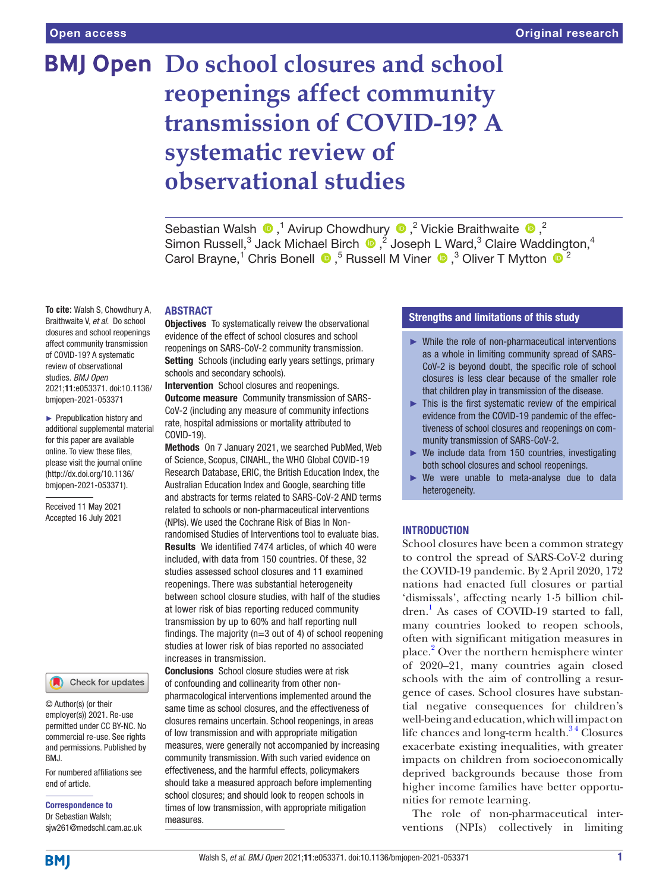Open access

Original research

# Do school closures and school reopenings affect community transmission of COVID-19? A systematic review of observational studies

Sebastian Walsh [1], Avirup Chowdhury [2], Vickie Braithwaite [2], Simon Russell [3], Jack Michael Birch [2], Joseph L Ward [3], Claire Waddington [4], Carol Brayne [1], Chris Bonell [5], Russell M Viner [3], Oliver T Mytton [2]

**To cite:** Walsh S, Chowdhury A, Braithwaite V, *et al*. Do school closures and school reopenings affect community transmission of COVID-19? A systematic review of observational studies. *BMJ Open* 2021;**11**:e053371. doi:10.1136/bmjopen-2021-053371

► Prepublication history and additional supplemental material for this paper are available online. To view these files, please visit the journal online (http://dx.doi.org/10.1136/bmjopen-2021-053371).

Received 11 May 2021
Accepted 16 July 2021

© Author(s) (or their employer(s)) 2021. Re-use permitted under CC BY-NC. No commercial re-use. See rights and permissions. Published by BMJ.

For numbered affiliations see end of article.

**Correspondence to**
Dr Sebastian Walsh;
sjw261@medschl.cam.ac.uk

## ABSTRACT

**Objectives** To systematically reivew the observational evidence of the effect of school closures and school reopenings on SARS-CoV-2 community transmission.

**Setting** Schools (including early years settings, primary schools and secondary schools).

**Intervention** School closures and reopenings.

**Outcome measure** Community transmission of SARS-CoV-2 (including any measure of community infections rate, hospital admissions or mortality attributed to COVID-19).

**Methods** On 7 January 2021, we searched PubMed, Web of Science, Scopus, CINAHL, the WHO Global COVID-19 Research Database, ERIC, the British Education Index, the Australian Education Index and Google, searching title and abstracts for terms related to SARS-CoV-2 AND terms related to schools or non-pharmaceutical interventions (NPIs). We used the Cochrane Risk of Bias In Non-randomised Studies of Interventions tool to evaluate bias.

**Results** We identified 7474 articles, of which 40 were included, with data from 150 countries. Of these, 32 studies assessed school closures and 11 examined reopenings. There was substantial heterogeneity between school closure studies, with half of the studies at lower risk of bias reporting reduced community transmission by up to 60% and half reporting null findings. The majority (n=3 out of 4) of school reopening studies at lower risk of bias reported no associated increases in transmission.

**Conclusions** School closure studies were at risk of confounding and collinearity from other non-pharmacological interventions implemented around the same time as school closures, and the effectiveness of closures remains uncertain. School reopenings, in areas of low transmission and with appropriate mitigation measures, were generally not accompanied by increasing community transmission. With such varied evidence on effectiveness, and the harmful effects, policymakers should take a measured approach before implementing school closures; and should look to reopen schools in times of low transmission, with appropriate mitigation measures.

## Strengths and limitations of this study

- ► While the role of non-pharmaceutical interventions as a whole in limiting community spread of SARS-CoV-2 is beyond doubt, the specific role of school closures is less clear because of the smaller role that children play in transmission of the disease.
- ► This is the first systematic review of the empirical evidence from the COVID-19 pandemic of the effectiveness of school closures and reopenings on community transmission of SARS-CoV-2.
- ► We include data from 150 countries, investigating both school closures and school reopenings.
- ► We were unable to meta-analyse due to data heterogeneity.

## INTRODUCTION

School closures have been a common strategy to control the spread of SARS-CoV-2 during the COVID-19 pandemic. By 2 April 2020, 172 nations had enacted full closures or partial 'dismissals', affecting nearly 1·5 billion children.[1] As cases of COVID-19 started to fall, many countries looked to reopen schools, often with significant mitigation measures in place.[2] Over the northern hemisphere winter of 2020–21, many countries again closed schools with the aim of controlling a resurgence of cases. School closures have substantial negative consequences for children's well-being and education, which will impact on life chances and long-term health.[3,4] Closures exacerbate existing inequalities, with greater impacts on children from socioeconomically deprived backgrounds because those from higher income families have better opportunities for remote learning.

The role of non-pharmaceutical interventions (NPIs) collectively in limiting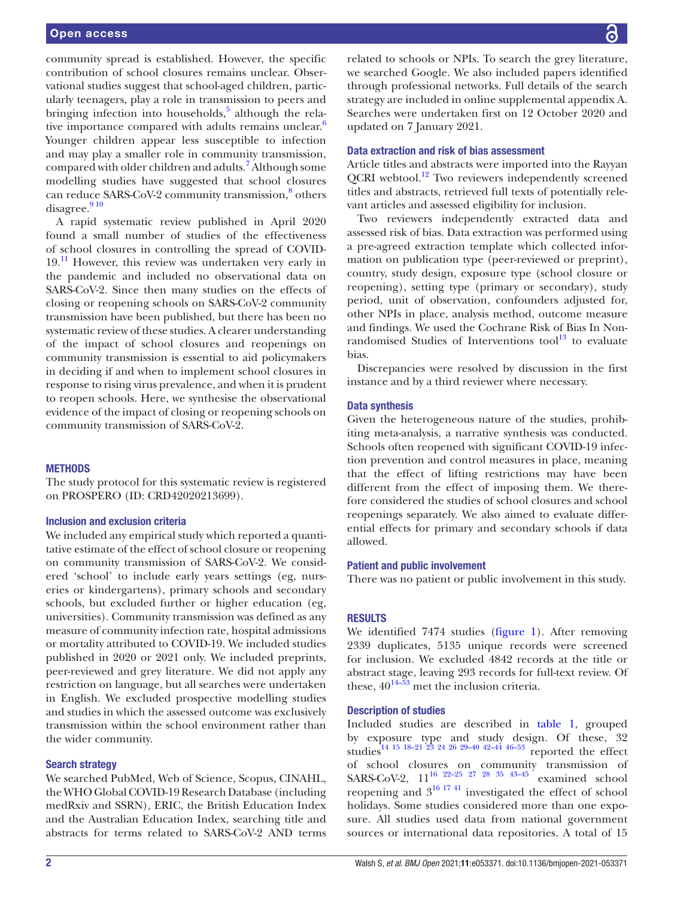community spread is established. However, the specific contribution of school closures remains unclear. Observational studies suggest that school-aged children, particularly teenagers, play a role in transmission to peers and bringing infection into households,[5] although the relative importance compared with adults remains unclear.[6] Younger children appear less susceptible to infection and may play a smaller role in community transmission, compared with older children and adults.[7] Although some modelling studies have suggested that school closures can reduce SARS-CoV-2 community transmission,[8] others disagree.[9 10]

A rapid systematic review published in April 2020 found a small number of studies of the effectiveness of school closures in controlling the spread of COVID-19.[11] However, this review was undertaken very early in the pandemic and included no observational data on SARS-CoV-2. Since then many studies on the effects of closing or reopening schools on SARS-CoV-2 community transmission have been published, but there has been no systematic review of these studies. A clearer understanding of the impact of school closures and reopenings on community transmission is essential to aid policymakers in deciding if and when to implement school closures in response to rising virus prevalence, and when it is prudent to reopen schools. Here, we synthesise the observational evidence of the impact of closing or reopening schools on community transmission of SARS-CoV-2.

## METHODS

The study protocol for this systematic review is registered on PROSPERO (ID: CRD42020213699).

### Inclusion and exclusion criteria

We included any empirical study which reported a quantitative estimate of the effect of school closure or reopening on community transmission of SARS-CoV-2. We considered 'school' to include early years settings (eg, nurseries or kindergartens), primary schools and secondary schools, but excluded further or higher education (eg, universities). Community transmission was defined as any measure of community infection rate, hospital admissions or mortality attributed to COVID-19. We included studies published in 2020 or 2021 only. We included preprints, peer-reviewed and grey literature. We did not apply any restriction on language, but all searches were undertaken in English. We excluded prospective modelling studies and studies in which the assessed outcome was exclusively transmission within the school environment rather than the wider community.

### Search strategy

We searched PubMed, Web of Science, Scopus, CINAHL, the WHO Global COVID-19 Research Database (including medRxiv and SSRN), ERIC, the British Education Index and the Australian Education Index, searching title and abstracts for terms related to SARS-CoV-2 AND terms related to schools or NPIs. To search the grey literature, we searched Google. We also included papers identified through professional networks. Full details of the search strategy are included in online supplemental appendix A. Searches were undertaken first on 12 October 2020 and updated on 7 January 2021.

### Data extraction and risk of bias assessment

Article titles and abstracts were imported into the Rayyan QCRI webtool.[12] Two reviewers independently screened titles and abstracts, retrieved full texts of potentially relevant articles and assessed eligibility for inclusion.

Two reviewers independently extracted data and assessed risk of bias. Data extraction was performed using a pre-agreed extraction template which collected information on publication type (peer-reviewed or preprint), country, study design, exposure type (school closure or reopening), setting type (primary or secondary), study period, unit of observation, confounders adjusted for, other NPIs in place, analysis method, outcome measure and findings. We used the Cochrane Risk of Bias In Non-randomised Studies of Interventions tool[13] to evaluate bias.

Discrepancies were resolved by discussion in the first instance and by a third reviewer where necessary.

### Data synthesis

Given the heterogeneous nature of the studies, prohibiting meta-analysis, a narrative synthesis was conducted. Schools often reopened with significant COVID-19 infection prevention and control measures in place, meaning that the effect of lifting restrictions may have been different from the effect of imposing them. We therefore considered the studies of school closures and school reopenings separately. We also aimed to evaluate differential effects for primary and secondary schools if data allowed.

### Patient and public involvement

There was no patient or public involvement in this study.

## RESULTS

We identified 7474 studies (figure 1). After removing 2339 duplicates, 5135 unique records were screened for inclusion. We excluded 4842 records at the title or abstract stage, leaving 293 records for full-text review. Of these, 40[14–53] met the inclusion criteria.

### Description of studies

Included studies are described in table 1, grouped by exposure type and study design. Of these, 32 studies[14 15 18–21 23 24 26 29–40 42–44 46–53] reported the effect of school closures on community transmission of SARS-CoV-2, 11[16 22–25 27 28 35 43–45] examined school reopening and 3[16 17 41] investigated the effect of school holidays. Some studies considered more than one exposure. All studies used data from national government sources or international data repositories. A total of 15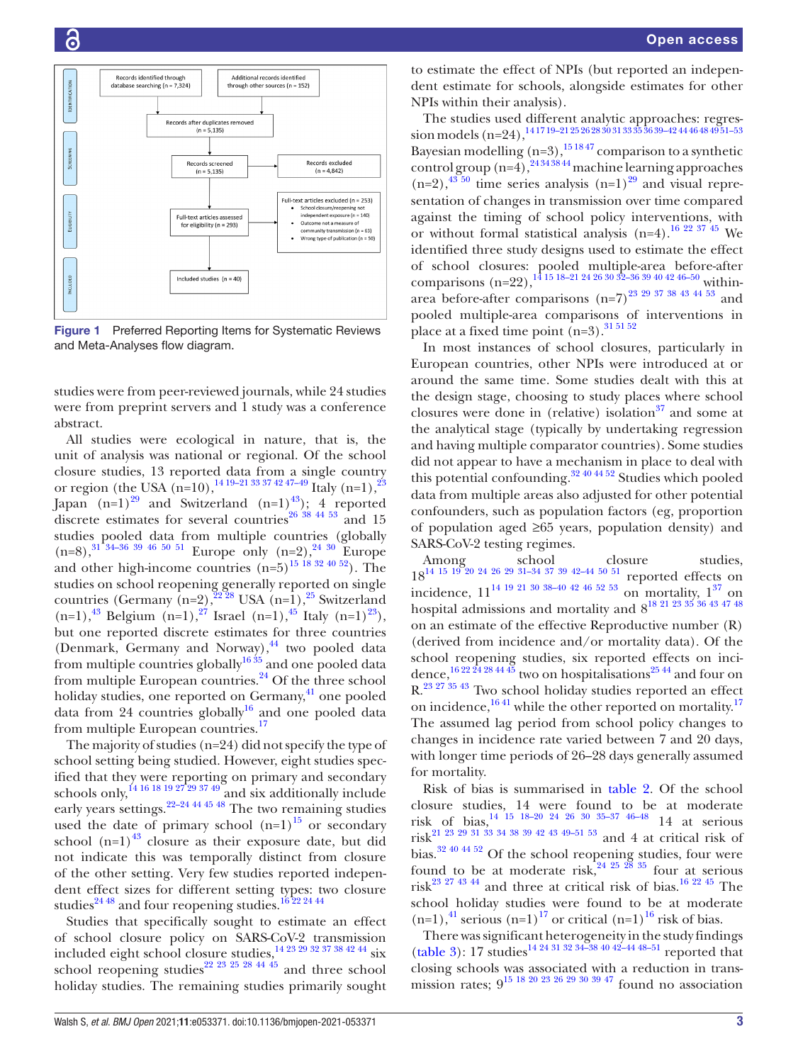Records identified through database searching (n = 7,324)

Additional records identified through other sources (n = 152)

Records after duplicates removed (n = 5,135)

Records screened (n = 5,135)

Records excluded (n = 4,842)

Full-text articles assessed for eligibility (n = 293)

Full-text articles excluded (n = 253)
- School closure/reopening not independent exposure (n = 140)
- Outcome not a measure of community transmission (n = 63)
- Wrong type of publication (n = 50)

Included studies (n = 40)

**Figure 1** Preferred Reporting Items for Systematic Reviews and Meta-Analyses flow diagram.

studies were from peer-reviewed journals, while 24 studies were from preprint servers and 1 study was a conference abstract.

All studies were ecological in nature, that is, the unit of analysis was national or regional. Of the school closure studies, 13 reported data from a single country or region (the USA (n=10),[14 19–21 33 37 42 47–49] Italy (n=1),[23] Japan (n=1)[29] and Switzerland (n=1)[43]); 4 reported discrete estimates for several countries[26 38 44 53] and 15 studies pooled data from multiple countries (globally (n=8),[31 34–36 39 46 50 51] Europe only (n=2),[24 30] Europe and other high-income countries (n=5)[15 18 32 40 52]). The studies on school reopening generally reported on single countries (Germany (n=2),[22 28] USA (n=1),[25] Switzerland (n=1),[43] Belgium (n=1),[27] Israel (n=1),[45] Italy (n=1)[23]), but one reported discrete estimates for three countries (Denmark, Germany and Norway),[44] two pooled data from multiple countries globally[16 35] and one pooled data from multiple European countries.[24] Of the three school holiday studies, one reported on Germany,[41] one pooled data from 24 countries globally[16] and one pooled data from multiple European countries.[17]

The majority of studies (n=24) did not specify the type of school setting being studied. However, eight studies specified that they were reporting on primary and secondary schools only,[14 16 18 19 27 29 37 49] and six additionally include early years settings.[22–24 44 45 48] The two remaining studies used the date of primary school (n=1)[15] or secondary school (n=1)[43] closure as their exposure date, but did not indicate this was temporally distinct from closure of the other setting. Very few studies reported independent effect sizes for different setting types: two closure studies[24 48] and four reopening studies.[16 22 24 44]

Studies that specifically sought to estimate an effect of school closure policy on SARS-CoV-2 transmission included eight school closure studies,[14 23 29 32 37 38 42 44] six school reopening studies[22 23 25 28 44 45] and three school holiday studies. The remaining studies primarily sought to estimate the effect of NPIs (but reported an independent estimate for schools, alongside estimates for other NPIs within their analysis).

The studies used different analytic approaches: regression models (n=24),[14 17 19–21 25 26 28 30 31 33 35 36 39–42 44 46 48 49 51–53] Bayesian modelling (n=3),[15 18 47] comparison to a synthetic control group (n=4),[24 34 38 44] machine learning approaches (n=2),[43 50] time series analysis (n=1)[29] and visual representation of changes in transmission over time compared against the timing of school policy interventions, with or without formal statistical analysis (n=4).[16 22 37 45] We identified three study designs used to estimate the effect of school closures: pooled multiple-area before-after comparisons (n=22),[14 15 18–21 24 26 30 32–36 39 40 42 46–50] within-area before-after comparisons (n=7)[23 29 37 38 43 44 53] and pooled multiple-area comparisons of interventions in place at a fixed time point (n=3).[31 51 52]

In most instances of school closures, particularly in European countries, other NPIs were introduced at or around the same time. Some studies dealt with this at the design stage, choosing to study places where school closures were done in (relative) isolation[37] and some at the analytical stage (typically by undertaking regression and having multiple comparator countries). Some studies did not appear to have a mechanism in place to deal with this potential confounding.[32 40 44 52] Studies which pooled data from multiple areas also adjusted for other potential confounders, such as population factors (eg, proportion of population aged ≥65 years, population density) and SARS-CoV-2 testing regimes.

Among school closure studies, 18[14 15 19 20 24 26 29 31–34 37 39 42–44 50 51] reported effects on incidence, 11[14 19 21 30 38–40 42 46 52 53] on mortality, 1[37] on hospital admissions and mortality and 8[18 21 23 35 36 43 47 48] on an estimate of the effective Reproductive number (R) (derived from incidence and/or mortality data). Of the school reopening studies, six reported effects on incidence,[16 22 24 28 44 45] two on hospitalisations[25 44] and four on R.[23 27 35 43] Two school holiday studies reported an effect on incidence,[16 41] while the other reported on mortality.[17] The assumed lag period from school policy changes to changes in incidence rate varied between 7 and 20 days, with longer time periods of 26–28 days generally assumed for mortality.

Risk of bias is summarised in table 2. Of the school closure studies, 14 were found to be at moderate risk of bias,[14 15 18–20 24 26 30 35–37 46–48] 14 at serious risk[21 23 29 31 33 34 38 39 42 43 49–51 53] and 4 at critical risk of bias.[32 40 44 52] Of the school reopening studies, four were found to be at moderate risk,[24 25 28 35] four at serious risk[23 27 43 44] and three at critical risk of bias.[16 22 45] The school holiday studies were found to be at moderate (n=1),[41] serious (n=1)[17] or critical (n=1)[16] risk of bias.

There was significant heterogeneity in the study findings (table 3): 17 studies[14 24 31 32 34–38 40 42–44 48–51] reported that closing schools was associated with a reduction in transmission rates; 9[15 18 20 23 26 29 30 39 47] found no association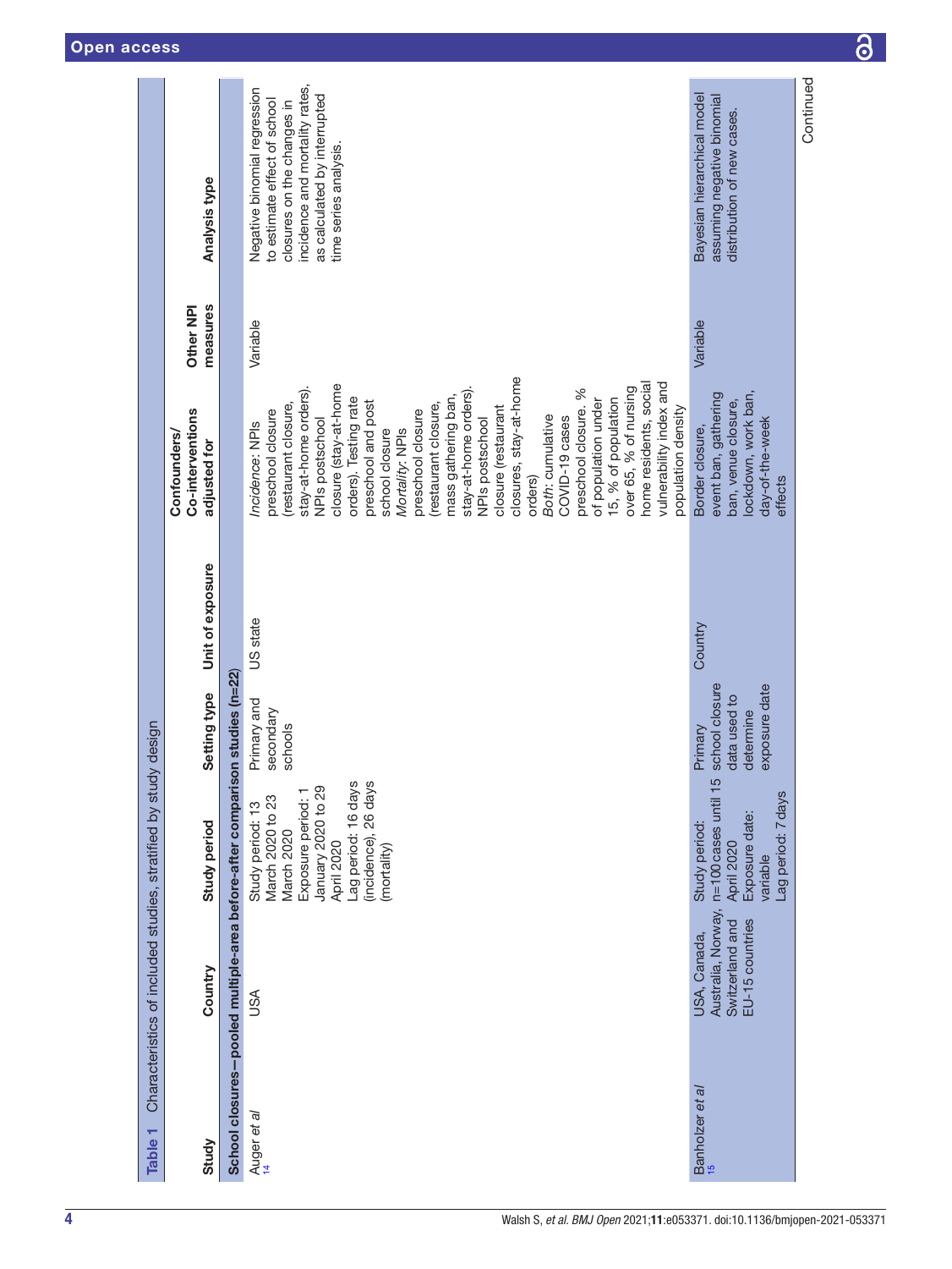**Table 1** Characteristics of included studies, stratified by study design

| Study | Country | Study period | Setting type | Unit of exposure | Confounders/Co-interventions adjusted for | Other NPI measures | Analysis type |
|---|---|---|---|---|---|---|---|
| **School closures—pooled multiple-area before-after comparison studies (n=22)** | | | | | | | |
| Auger *et al*[14] | USA | Study period: 13 March 2020 to 23 March 2020<br>Exposure period: 1 January 2020 to 29 April 2020<br>Lag period: 16 days (incidence), 26 days (mortality) | Primary and secondary schools | US state | *Incidence*: NPIs preschool closure (restaurant closure, stay-at-home orders). NPIs postschool closure (stay-at-home orders). Testing rate preschool and post school closure<br>*Mortality*: NPIs preschool closure (restaurant closure, mass gathering ban, stay-at-home orders). NPIs postschool closure (restaurant closures, stay-at-home orders)<br>*Both*: cumulative COVID-19 cases preschool closure. % of population under 15, % of population over 65, % of nursing home residents, social vulnerability index and population density | Variable | Negative binomial regression to estimate effect of school closures on the changes in incidence and mortality rates, as calculated by interrupted time series analysis. |
| Banholzer *et al*[15] | USA, Canada, Australia, Norway, Switzerland and EU-15 countries | Study period: n=100 cases until 15 April 2020<br>Exposure date: variable<br>Lag period: 7 days | Primary school closure data used to determine exposure date | Country | Border closure, event ban, gathering ban, venue closure, lockdown, work ban, day-of-the-week effects | Variable | Bayesian hierarchical model assuming negative binomial distribution of new cases. |

Continued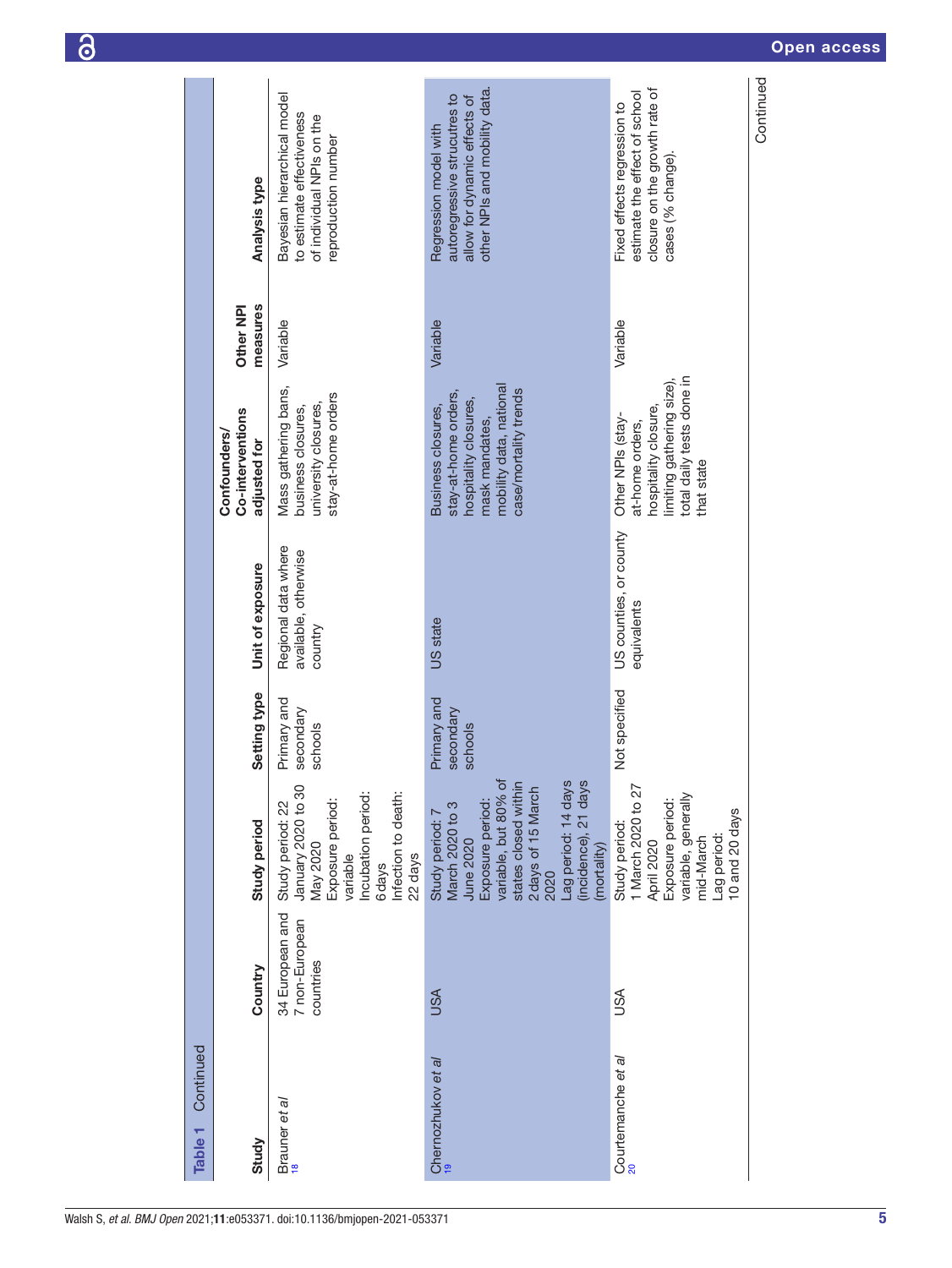**Table 1** Continued

| Study | Country | Study period | Setting type | Unit of exposure | Confounders/ Co-interventions adjusted for | Other NPI measures | Analysis type |
|---|---|---|---|---|---|---|---|
| Brauner *et al*[18] | 34 European and 7 non-European countries | Study period: 22 January 2020 to 30 May 2020<br>Exposure period: variable<br>Incubation period: 6 days<br>Infection to death: 22 days | Primary and secondary schools | Regional data where available, otherwise country | Mass gathering bans, business closures, university closures, stay-at-home orders | Variable | Bayesian hierarchical model to estimate effectiveness of individual NPIs on the reproduction number |
| Chernozhukov *et al*[19] | USA | Study period: 7 March 2020 to 3 June 2020<br>Exposure period: variable, but 80% of states closed within 2 days of 15 March 2020<br>Lag period: 14 days (incidence), 21 days (mortality) | Primary and secondary schools | US state | Business closures, stay-at-home orders, hospitality closures, mask mandates, mobility data, national case/mortality trends | Variable | Regression model with autoregressive strucutres to allow for dynamic effects of other NPIs and mobility data. |
| Courtemanche *et al*[20] | USA | Study period: 1 March 2020 to 27 April 2020<br>Exposure period: variable, generally mid-March<br>Lag period: 10 and 20 days | Not specified | US counties, or county equivalents | Other NPIs (stay-at-home orders, hospitality closure, limiting gathering size), total daily tests done in that state | Variable | Fixed effects regression to estimate the effect of school closure on the growth rate of cases (% change). |

Continued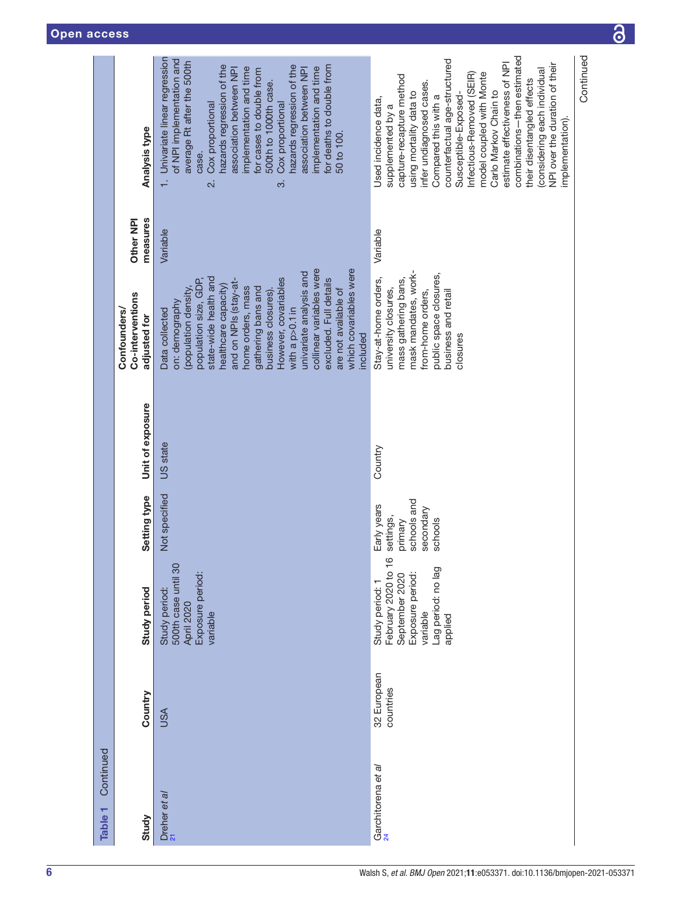Table 1 Continued

| Study | Country | Study period | Setting type | Unit of exposure | Confounders/ Co-interventions adjusted for | Other NPI measures | Analysis type |
|---|---|---|---|---|---|---|---|
| Dreher *et al*[21] | USA | Study period: 500th case until 30 April 2020 Exposure period: variable | Not specified | US state | Data collected on: demography (population density, population size, GDP, state-wide health and healthcare capacity) and on NPIs (stay-at-home orders, mass gathering bans and business closures). However, covariables with a p>0.1 in univariate analysis and collinear variables were excluded. Full details are not available of which covariables were included | Variable | 1. Univariate linear regression of NPI implementation and average Rt after the 500th case. 2. Cox proportional hazards regression of the association between NPI implementation and time for cases to double from 500th to 1000th case. 3. Cox proportional hazards regression of the association between NPI implementation and time for deaths to double from 50 to 100. |
| Garchitorena *et al*[24] | 32 European countries | Study period: 1 February 2020 to 16 September 2020 Exposure period: variable Lag period: no lag applied | Early years settings, primary schools and secondary schools | Country | Stay-at-home orders, university closures, mass gathering bans, mask mandates, work-from-home orders, public space closures, business and retail closures | Variable | Used incidence data, supplemented by a capture-recapture method using mortality data to infer undiagnosed cases. Compared this with a counterfactual age-structured Susceptible-Exposed-Infectious-Removed (SEIR) model coupled with Monte Carlo Markov Chain to estimate effectiveness of NPI combinations—then estimated their disentangled effects (considering each individual NPI over the duration of their implementation). |

Continued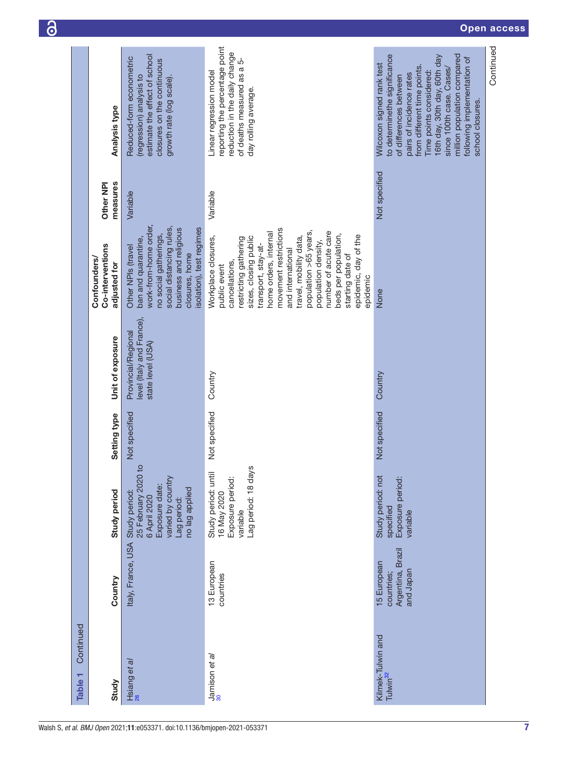**Table 1** Continued

| Study | Country | Study period | Setting type | Unit of exposure | Confounders/ Co-interventions adjusted for | Other NPI measures | Analysis type |
|---|---|---|---|---|---|---|---|
| Hsiang *et al* [26] | Italy, France, USA | Study period: 25 February 2020 to 6 April 2020 Exposure date: varied by country Lag period: no lag applied | Not specified | Provincial/Regional level (Italy and France), state level (USA) | Other NPIs (travel ban and quarantine, work-from-home order, no social gatherings, social distancing rules, business and religious closures, home isolation), test regimes | Variable | Reduced-form econometric (regression) analysis to estimate the effect of school closures on the continuous growth rate (log scale). |
| Jamison *et al* [30] | 13 European countries | Study period: until 16 May 2020 Exposure period: variable Lag period: 18 days | Not specified | Country | Workplace closures, public event cancellations, restricting gathering sizes, closing public transport, stay-at-home orders, internal movement restrictions and international travel, mobility data, population >65 years, population density, number of acute care beds per population, starting date of epidemic, day of the epidemic | Variable | Linear regression model reporting the percentage point reduction in the daily change of deaths measured as a 5-day rolling average. |
| Klimek-Tulwin and Tulwin[32] | 15 European countries; Argentina, Brazil and Japan | Study period: not specified Exposure period: variable | Not specified | Country | None | Not specified | Wilcoxon signed rank test to determinethe significance of differences between pairs of incidence rates from different time points. Time points considered: 16th day, 30th day, 60th day since 100th case. Cases/ million population compared following implementation of school closures. |

Continued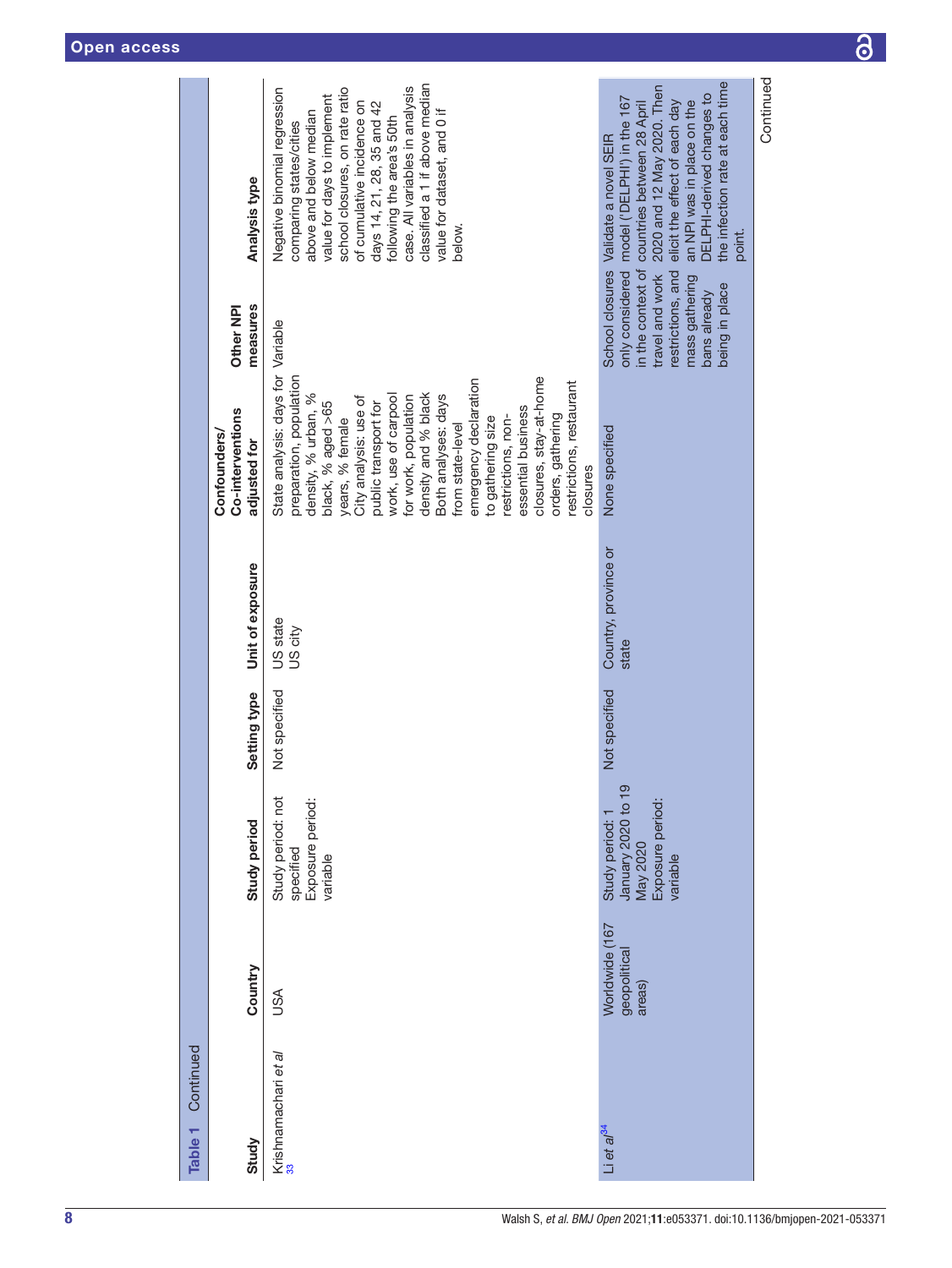**Table 1** Continued

| Study | Country | Study period | Setting type | Unit of exposure | Confounders/ Co-interventions adjusted for | Other NPI measures | Analysis type |
|---|---|---|---|---|---|---|---|
| Krishnamachari *et al*[33] | USA | Study period: not specified<br>Exposure period: variable | Not specified | US state<br>US city | State analysis: days for preparation, population density, % urban, % black, % aged >65 years, % female<br>City analysis: use of public transport for work, use of carpool for work, population density and % black<br>Both analyses: days from state-level emergency declaration to gathering size restrictions, non-essential business closures, stay-at-home orders, gathering restrictions, restaurant closures | Variable | Negative binomial regression comparing states/cities above and below median value for days to implement school closures, on rate ratio of cumulative incidence on days 14, 21, 28, 35 and 42 following the area's 50th case. All variables in analysis classified a 1 if above median value for dataset, and 0 if below. |
| Li *et al*[34] | Worldwide (167 geopolitical areas) | Study period: 1 January 2020 to 19 May 2020<br>Exposure period: variable | Not specified | Country, province or state | None specified | School closures only considered in the context of travel and work restrictions, and mass gathering bans already being in place | Validate a novel SEIR model ('DELPHI') in the 167 countries between 28 April 2020 and 12 May 2020. Then elicit the effect of each day an NPI was in place on the DELPHI-derived changes to the infection rate at each time point. |

Continued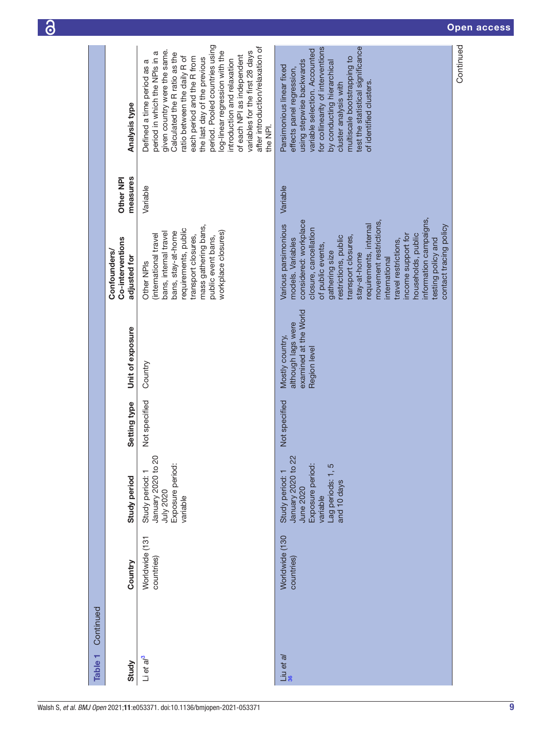**Table 1** Continued

| Study | Country | Study period | Setting type | Unit of exposure | Confounders/Co-interventions adjusted for | Other NPI measures | Analysis type |
|---|---|---|---|---|---|---|---|
| Li *et al*[3] | Worldwide (131 countries) | Study period: 1 January 2020 to 20 July 2020<br>Exposure period: variable | Not specified | Country | Other NPIs (international travel bans, internal travel bans, stay-at-home requirements, public transport closures, mass gathering bans, public event bans, workplace closures) | Variable | Defined a time period as a period in which the NPIs in a given country were the same. Calculated the R ratio as the ratio between the daily R of each period and the R from the last day of the previous period. Pooled countries using log-linear regression with the introduction and relaxation of each NPI as independent variables for the first 28 days after introduction/relaxation of the NPI. |
| Liu *et al*[36] | Worldwide (130 countries) | Study period: 1 January 2020 to 22 June 2020<br>Exposure period: variable<br>Lag periods: 1, 5 and 10 days | Not specified | Mostly country, although lags were examined at the World Region level | Various parsimonious models. Variables considered: workplace closure, cancellation of public events, gathering size restrictions, public transport closures, stay-at-home requirements, internal movement restrictions, international travel restrictions, income support for households, public information campaigns, testing policy and contact tracing policy | Variable | Parsimonious linear fixed effects panel regression, using stepwise backwards variable selection. Accounted for collinearity of interventions by conducting hierarchical cluster analysis with multiscale bootstrapping to test the statistical significance of identified clusters. |

Continued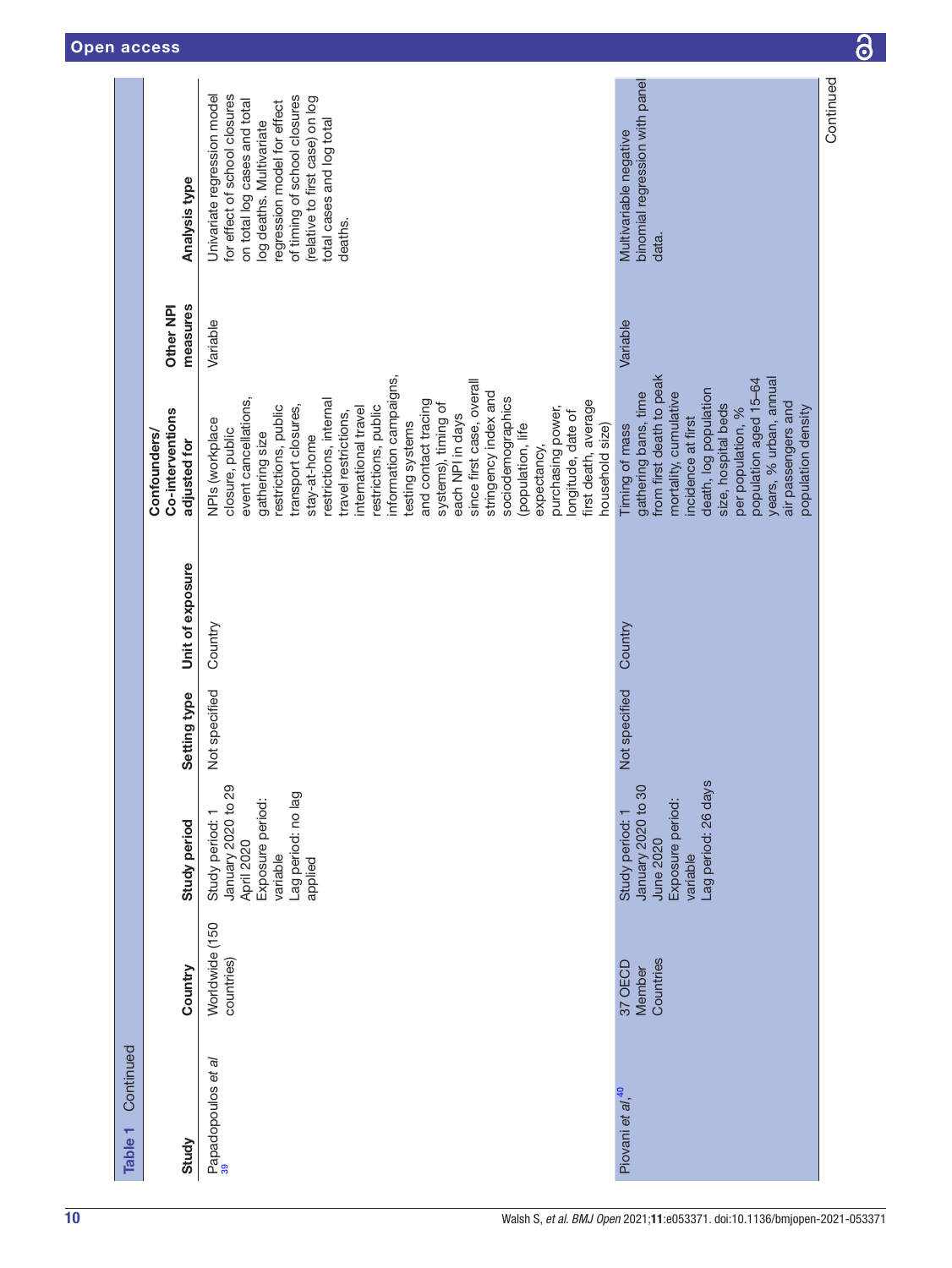**Table 1** Continued

| Study | Country | Study period | Setting type | Unit of exposure | Confounders/Co-interventions adjusted for | Other NPI measures | Analysis type |
|---|---|---|---|---|---|---|---|
| Papadopoulos *et al*[39] | Worldwide (150 countries) | Study period: 1 January 2020 to 29 April 2020<br>Exposure period: variable<br>Lag period: no lag applied | Not specified | Country | NPIs (workplace closure, public event cancellations, gathering size restrictions, public transport closures, stay-at-home restrictions, internal travel restrictions, international travel restrictions, public information campaigns, testing systems and contact tracing systems), timing of each NPI in days since first case, overall stringency index and sociodemographics (population, life expectancy, purchasing power, longitude, date of first death, average household size) | Variable | Univariate regression model for effect of school closures on total log cases and total log deaths. Multivariate regression model for effect of timing of school closures (relative to first case) on log total cases and log total deaths. |
| Piovani *et al*,[40] | 37 OECD Member Countries | Study period: 1 January 2020 to 30 June 2020<br>Exposure period: variable<br>Lag period: 26 days | Not specified | Country | Timing of mass gathering bans, time from first death to peak mortality, cumulative incidence at first death, log population size, hospital beds per population, % population aged 15–64 years, % urban, annual air passengers and population density | Variable | Multivariable negative binomial regression with panel data. |

Continued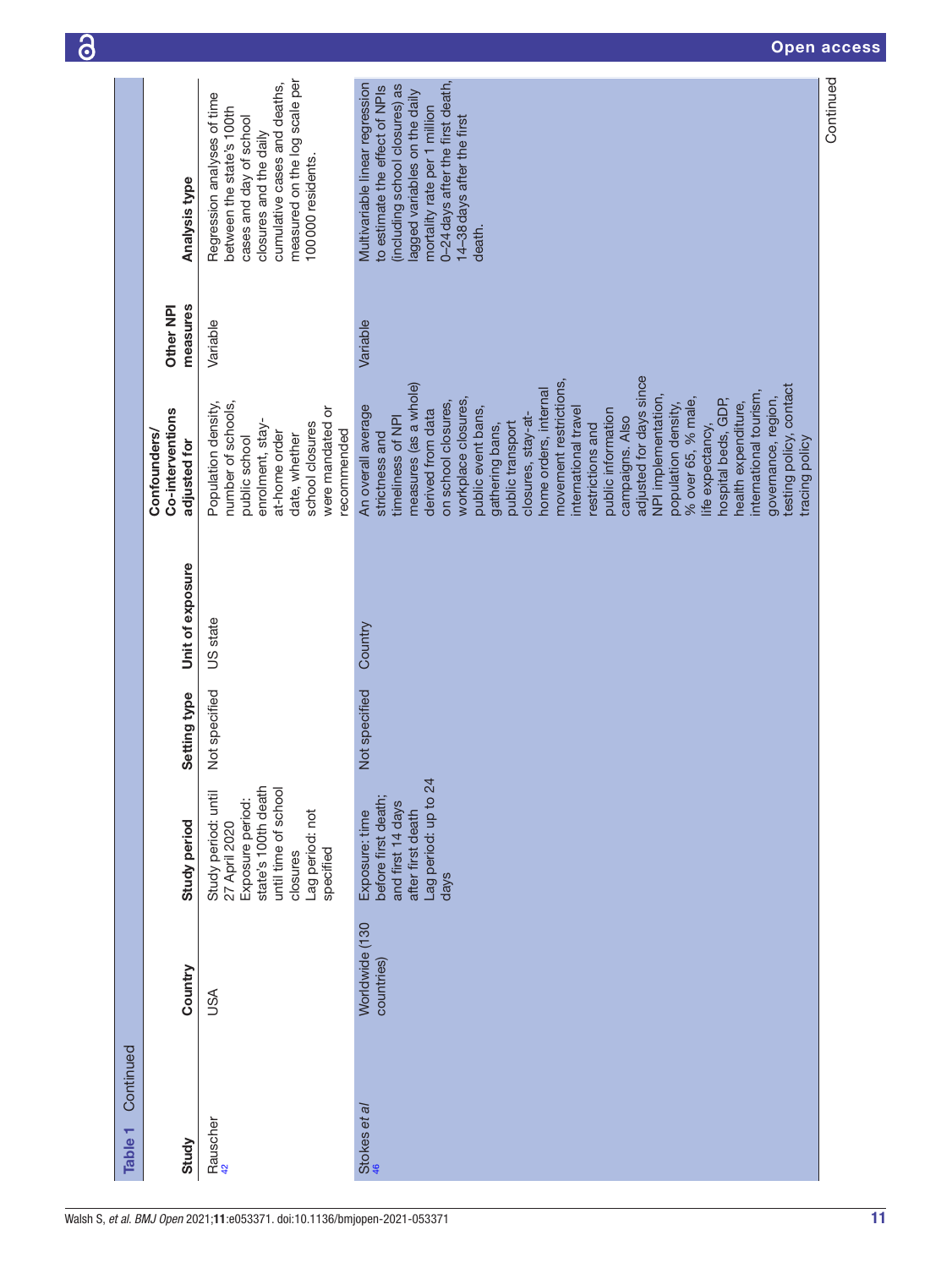**Table 1 Continued**

| Study | Country | Study period | Setting type | Unit of exposure | Confounders/ Co-interventions adjusted for | Other NPI measures | Analysis type |
|---|---|---|---|---|---|---|---|
| Rauscher[42] | USA | Study period: until 27 April 2020<br>Exposure period: state's 100th death until time of school closures<br>Lag period: not specified | Not specified | US state | Population density, number of schools, public school enrolment, stay-at-home order date, whether school closures were mandated or recommended | Variable | Regression analyses of time between the state's 100th cases and day of school closures and the daily cumulative cases and deaths, measured on the log scale per 100 000 residents. |
| Stokes *et al*[46] | Worldwide (130 countries) | Exposure: time before first death; and first 14 days after first death<br>Lag period: up to 24 days | Not specified | Country | An overall average strictness and timeliness of NPI measures (as a whole) derived from data on school closures, workplace closures, public event bans, gathering bans, public transport closures, stay-at-home orders, internal movement restrictions, international travel restrictions and public information campaigns. Also adjusted for days since NPI implementation, population density, % over 65, % male, life expectancy, hospital beds, GDP, health expenditure, international tourism, governance, region, testing policy, contact tracing policy | Variable | Multivariable linear regression to estimate the effect of NPIs (including school closures) as lagged variables on the daily mortality rate per 1 million 0–24 days after the first death, 14–38 days after the first death. |

Continued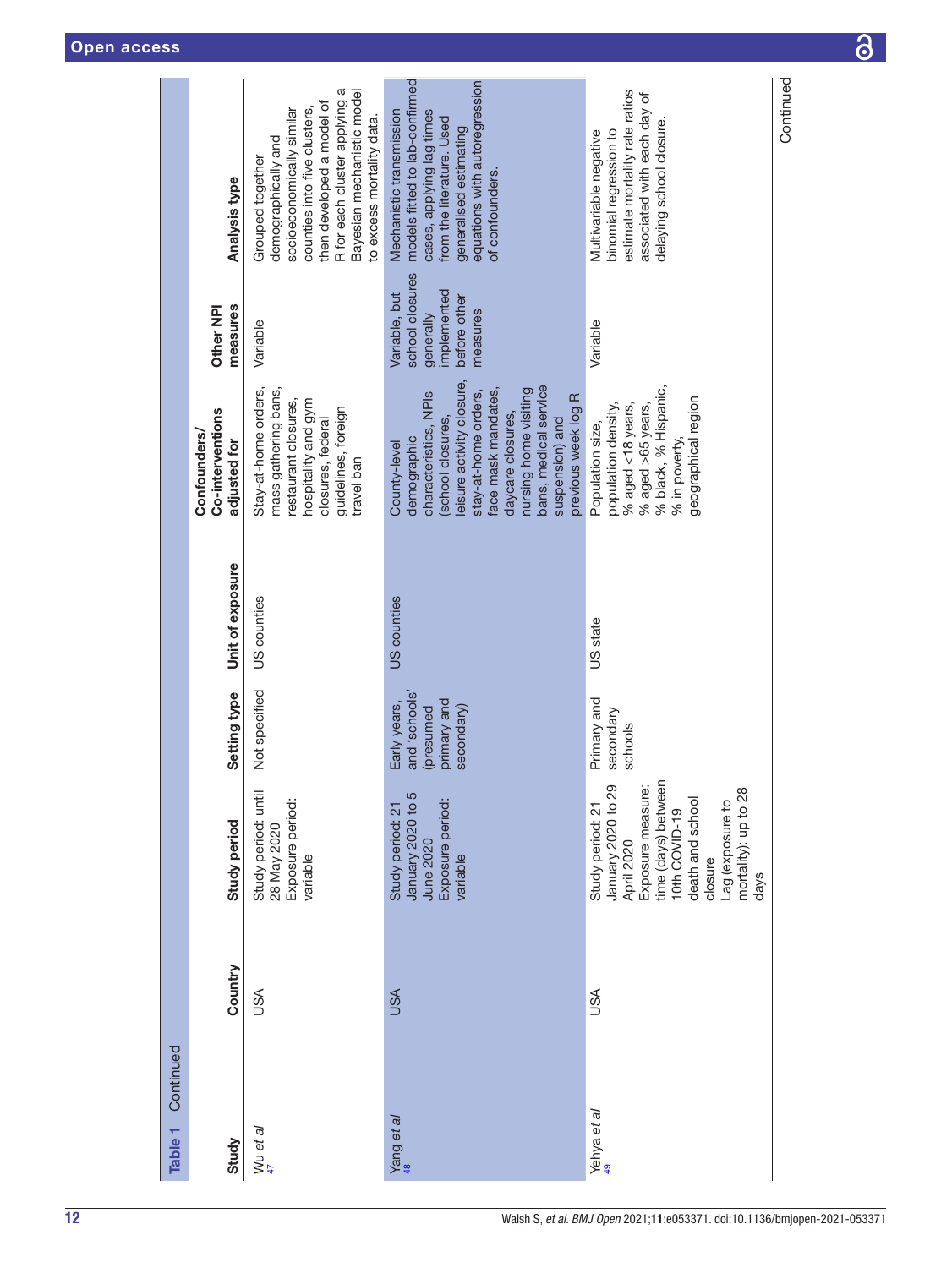**Table 1** Continued

| Study | Country | Study period | Setting type | Unit of exposure | Confounders/ Co-interventions adjusted for | Other NPI measures | Analysis type |
|---|---|---|---|---|---|---|---|
| Wu *et al* [47] | USA | Study period: until 28 May 2020<br>Exposure period: variable | Not specified | US counties | Stay-at-home orders, mass gathering bans, restaurant closures, hospitality and gym closures, federal guidelines, foreign travel ban | Variable | Grouped together demographically and socioeconomically similar counties into five clusters, then developed a model of R for each cluster applying a Bayesian mechanistic model to excess mortality data. |
| Yang *et al* [48] | USA | Study period: 21 January 2020 to 5 June 2020<br>Exposure period: variable | Early years, and 'schools' (presumed primary and secondary) | US counties | County-level demographic characteristics, NPIs (school closures, leisure activity closure, stay-at-home orders, face mask mandates, daycare closures, nursing home visiting bans, medical service suspension) and previous week log R | Variable, but school closures generally implemented before other measures | Mechanistic transmission models fitted to lab-confirmed cases, applying lag times from the literature. Used generalised estimating equations with autoregression of confounders. |
| Yehya *et al* [49] | USA | Study period: 21 January 2020 to 29 April 2020<br>Exposure measure: time (days) between 10th COVID-19 death and school closure<br>Lag (exposure to mortality): up to 28 days | Primary and secondary schools | US state | Population size, population density, % aged <18 years, % aged >65 years, % black, % Hispanic, % in poverty, geographical region | Variable | Multivariable negative binomial regression to estimate mortality rate ratios associated with each day of delaying school closure. |

Continued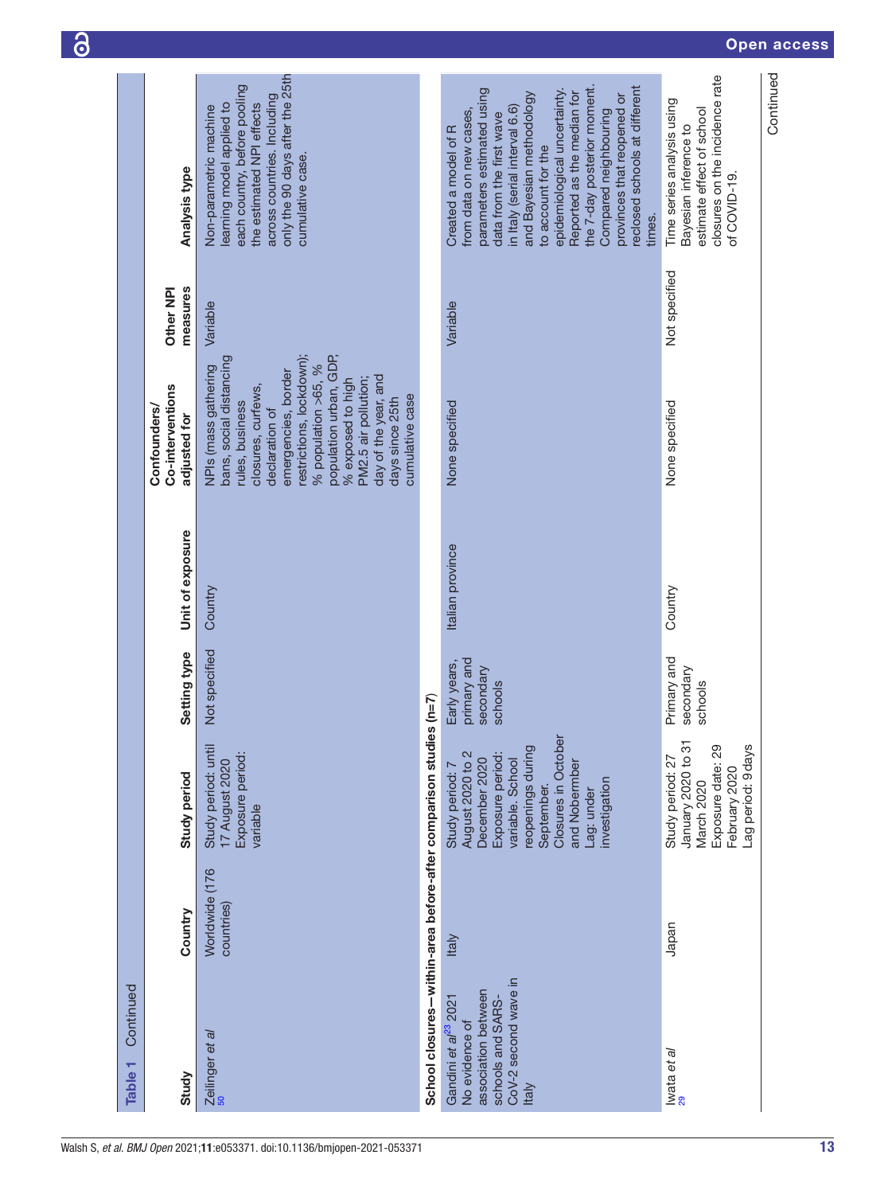**Table 1** Continued

| Study | Country | Study period | Setting type | Unit of exposure | Confounders/ Co-interventions adjusted for | Other NPI measures | Analysis type |
|---|---|---|---|---|---|---|---|
| Zeilinger *et al*[50] | Worldwide (176 countries) | Study period: until 17 August 2020 Exposure period: variable | Not specified | Country | NPIs (mass gathering bans, social distancing rules, business closures, curfews, declaration of emergencies, border restrictions, lockdown); % population >65, % population urban, GDP, % exposed to high PM2.5 air pollution; day of the year, and days since 25th cumulative case | Variable | Non-parametric machine learning model applied to each country, before pooling the estimated NPI effects across countries. Including only the 90 days after the 25th cumulative case. |
| **School closures—within-area before-after comparison studies (n=7)** | | | | | | | |
| Gandini *et al*[23] 2021 No evidence of association between schools and SARS-CoV-2 second wave in Italy | Italy | Study period: 7 August 2020 to 2 December 2020 Exposure period: variable. School reopenings during September. Closures in October and Nobember Lag: under investigation | Early years, primary and secondary schools | Italian province | None specified | Variable | Created a model of R from data on new cases, parameters estimated using data from the first wave in Italy (serial interval 6.6) and Bayesian methodology to account for the epidemiological uncertainty. Reported as the median for the 7-day posterior moment. Compared neighbouring provinces that reopened or reclosed schools at different times. |
| Iwata *et al*[29] | Japan | Study period: 27 January 2020 to 31 March 2020 Exposure date: 29 February 2020 Lag period: 9 days | Primary and secondary schools | Country | None specified | Not specified | Time series analysis using Bayesian inference to estimate effect of school closures on the incidence rate of COVID-19. |

Continued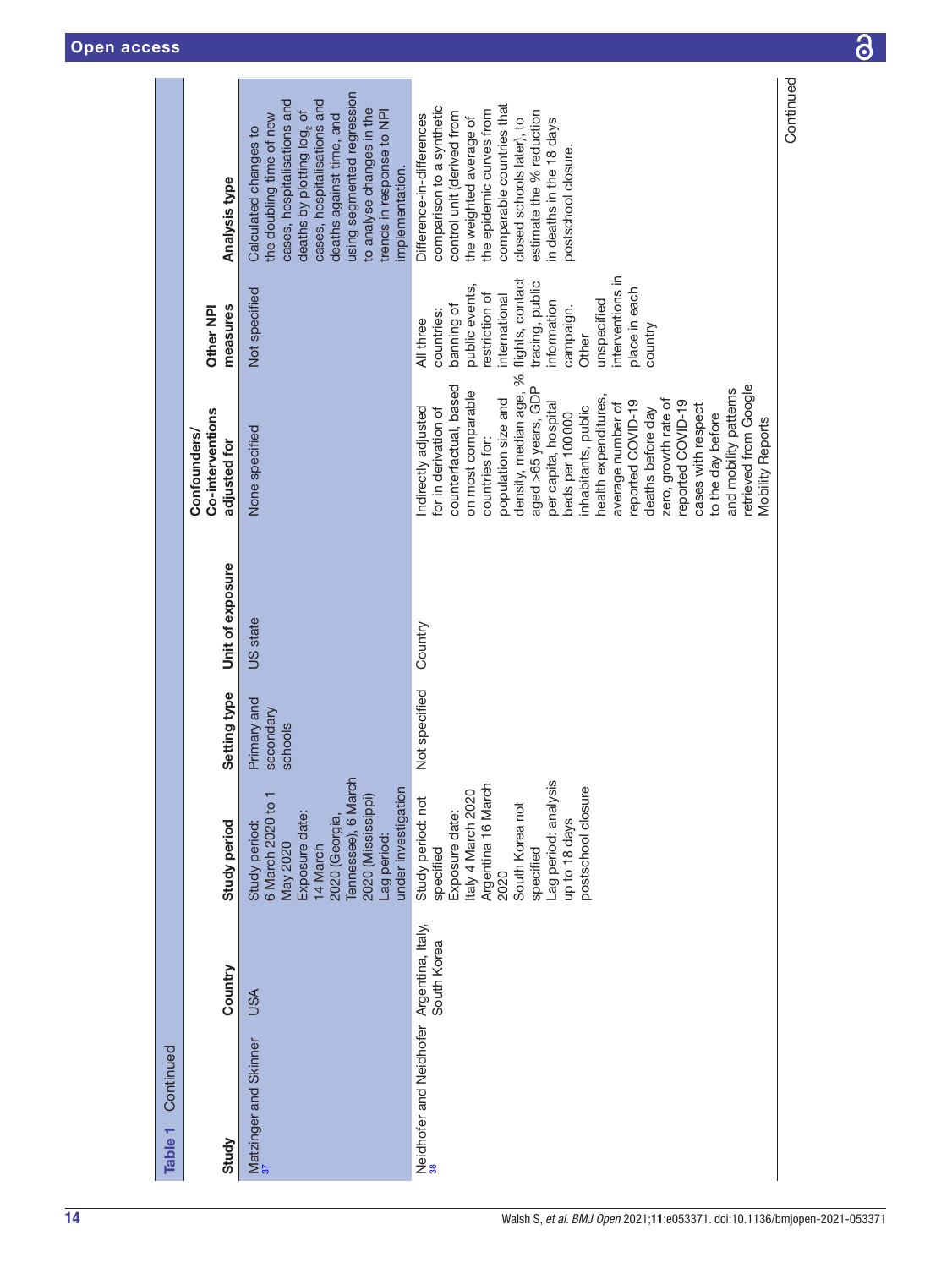**Table 1** Continued

| Study | Country | Study period | Setting type | Unit of exposure | Confounders/ Co-interventions adjusted for | Other NPI measures | Analysis type |
|---|---|---|---|---|---|---|---|
| Matzinger and Skinner[37] | USA | Study period: 6 March 2020 to 1 May 2020 Exposure date: 14 March 2020 (Georgia, Tennessee), 6 March 2020 (Mississippi) Lag period: under investigation | Primary and secondary schools | US state | None specified | Not specified | Calculated changes to the doubling time of new cases, hospitalisations and deaths by plotting $log_2$ of cases, hospitalisations and deaths against time, and using segmented regression to analyse changes in the trends in response to NPI implementation. |
| Neidhofer and Neidhofer[38] | Argentina, Italy, South Korea | Study period: not specified Exposure date: Italy 4 March 2020 Argentina 16 March 2020 South Korea not specified Lag period: analysis up to 18 days postschool closure | Not specified | Country | Indirectly adjusted for in derivation of counterfactual, based on most comparable countries for: population size and density, median age, % aged >65 years, GDP per capita, hospital beds per 100 000 inhabitants, public health expenditures, average number of reported COVID-19 deaths before day zero, growth rate of reported COVID-19 cases with respect to the day before and mobility patterns retrieved from Google Mobility Reports | All three countries: banning of public events, restriction of international flights, contact tracing, public information campaign. Other unspecified interventions in place in each country | Difference-in-differences comparison to a synthetic control unit (derived from the weighted average of the epidemic curves from comparable countries that closed schools later), to estimate the % reduction in deaths in the 18 days postschool closure. |

Continued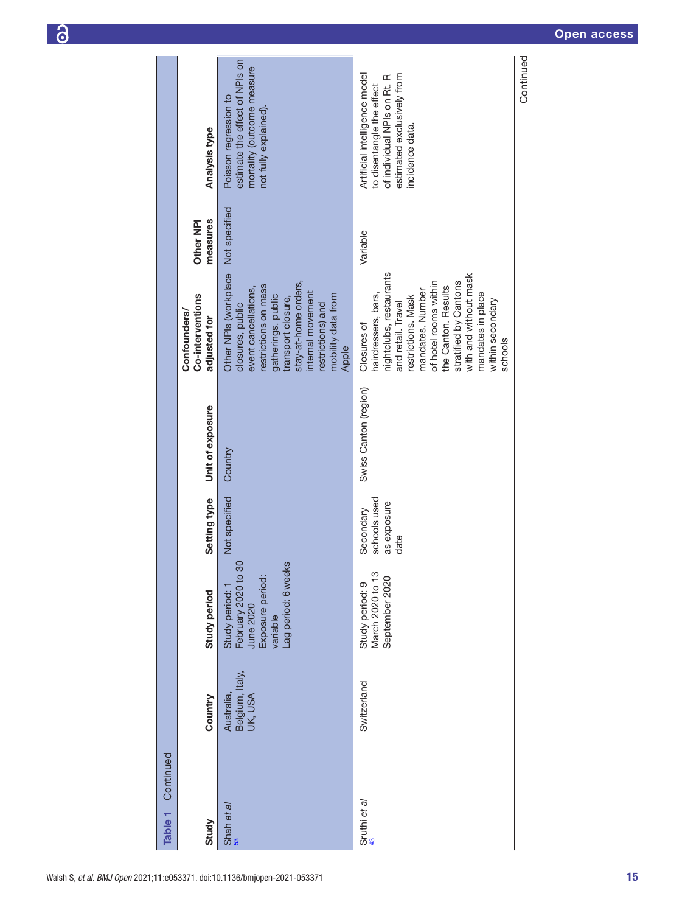**Table 1** Continued

| Study | Country | Study period | Setting type | Unit of exposure | Confounders/Co-interventions adjusted for | Other NPI measures | Analysis type |
|---|---|---|---|---|---|---|---|
| Shah *et al*[53] | Australia, Belgium, Italy, UK, USA | Study period: 1 February 2020 to 30 June 2020<br>Exposure period: variable<br>Lag period: 6weeks | Not specified | Country | Other NPIs (workplace closures, public event cancellations, restrictions on mass gatherings, public transport closure, stay-at-home orders, internal movement restrictions) and mobility data from Apple | Not specified | Poisson regression to estimate the effect of NPIs on mortality (outcome measure not fully explained). |
| Sruthi *et al*[43] | Switzerland | Study period: 9 March 2020 to 13 September 2020 | Secondary schools used as exposure date | Swiss Canton (region) | Closures of hairdressers, bars, nightclubs, restaurants and retail. Travel restrictions. Mask mandates. Number of hotel rooms within the Canton. Results stratified by Cantons with and without mask mandates in place within secondary schools | Variable | Artificial intelligence model to disentangle the effect of individual NPIs on Rt. R estimated exclusively from incidence data. |

Continued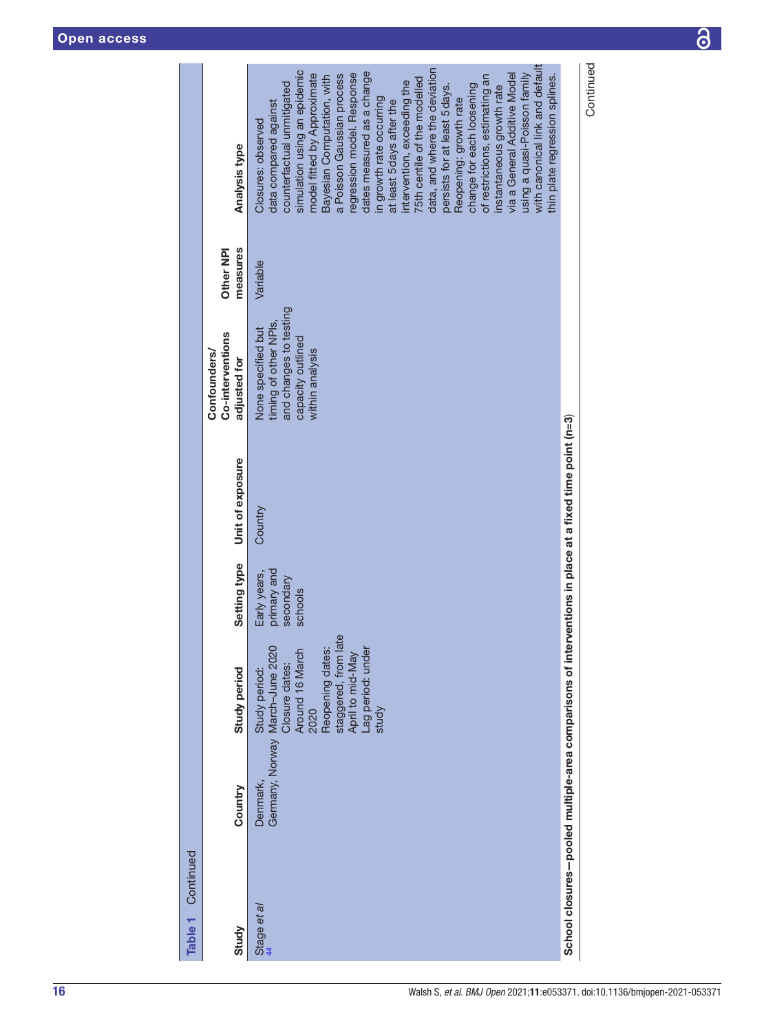**Table 1** Continued

| Study | Country | Study period | Setting type | Unit of exposure | Confounders/ Co-interventions adjusted for | Other NPI measures | Analysis type |
|---|---|---|---|---|---|---|---|
| Stage *et al*[44] | Denmark, Germany, Norway | Study period: March–June 2020 Closure dates: Around 16 March 2020 Reopening dates: staggered, from late April to mid-May Lag period: under study | Early years, primary and secondary schools | Country | None specified but timing of other NPIs, and changes to testing capacity outlined within analysis | Variable | Closures: observed data compared against counterfactual unmitigated simulation using an epidemic model fitted by Approximate Bayesian Computation, with a Poisson Gaussian process regression model. Response dates measured as a change in growth rate occurring at least 5 days after the intervention, exceeding the 75th centile of the modelled data, and where the deviation persists for at least 5 days. Reopening: growth rate change for each loosening of restrictions, estimating an instantaneous growth rate via a General Additive Model using a quasi-Poisson family with canonical link and default thin plate regression splines. |
| **School closures—pooled multiple-area comparisons of interventions in place at a fixed time point (n=3)** | | | | | | | |

Continued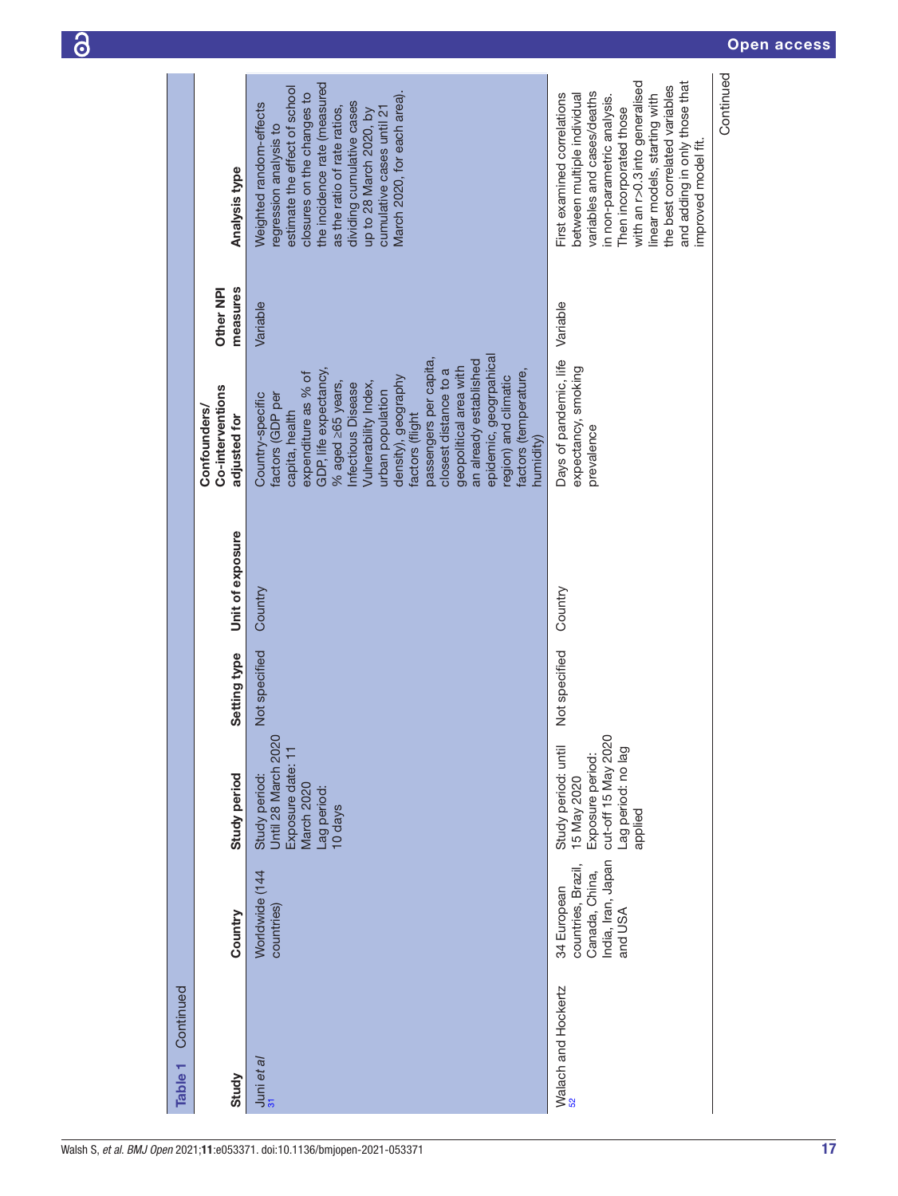**Table 1** Continued

| Study | Country | Study period | Setting type | Unit of exposure | Confounders/ Co-interventions adjusted for | Other NPI measures | Analysis type |
|---|---|---|---|---|---|---|---|
| Juni *et al*[31] | Worldwide (144 countries) | Study period: Until 28 March 2020 Exposure date: 11 March 2020 Lag period: 10 days | Not specified | Country | Country-specific factors (GDP per capita, health expenditure as % of GDP, life expectancy, % aged ≥65 years, Infectious Disease Vulnerability Index, urban population density), geography factors (flight passengers per capita, closest distance to a geopolitical area with an already established epidemic, geogrpahical region) and climatic factors (temperature, humidity) | Variable | Weighted random-effects regression analysis to estimate the effect of school closures on the changes to the incidence rate (measured as the ratio of rate ratios, dividing cumulative cases up to 28 March 2020, by cumulative cases until 21 March 2020, for each area). |
| Walach and Hockertz[52] | 34 European countries, Brazil, Canada, China, India, Iran, Japan and USA | Study period: until 15 May 2020 Exposure period: cut-off 15 May 2020 Lag period: no lag applied | Not specified | Country | Days of pandemic, life expectancy, smoking prevalence | Variable | First examined correlations between multiple individual variables and cases/deaths in non-parametric analysis. Then incorporated those with an r>0.3 into generalised linear models, starting with the best correlated variables and adding in only those that improved model fit. |

Continued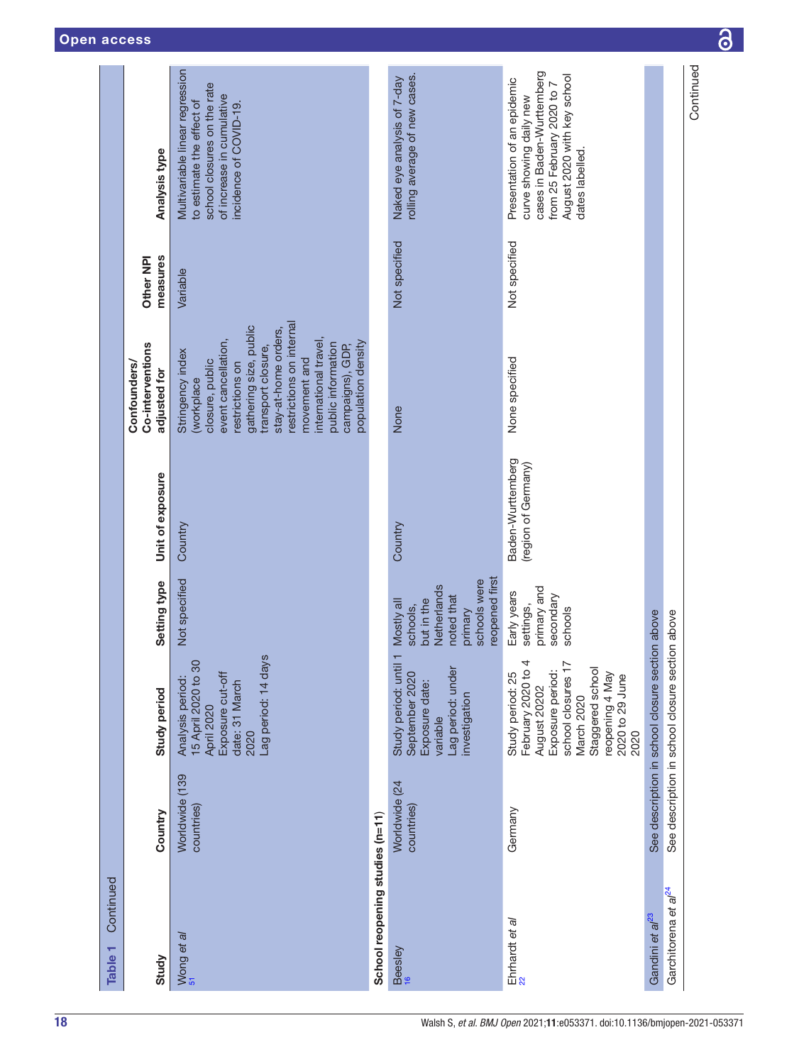**Table 1** Continued

| Study | Country | Study period | Setting type | Unit of exposure | Confounders/ Co-interventions adjusted for | Other NPI measures | Analysis type |
|---|---|---|---|---|---|---|---|
| Wong *et al*[51] | Worldwide (139 countries) | Analysis period: 15 April 2020 to 30 April 2020<br>Exposure cut-off date: 31 March 2020<br>Lag period: 14 days | Not specified | Country | Stringency index (workplace closure, public event cancellation, restrictions on gathering size, public transport closure, stay-at-home orders, restrictions on internal movement and international travel, public information campaigns), GDP, population density | Variable | Multivariable linear regression to estimate the effect of school closures on the rate of increase in cumulative incidence of COVID-19. |
| **School reopening studies (n=11)** | | | | | | | |
| Beesley[16] | Worldwide (24 countries) | Study period: until 1 September 2020<br>Exposure date: variable<br>Lag period: under investigation | Mostly all schools, but in the Netherlands noted that primary schools were reopened first | Country | None | Not specified | Naked eye analysis of 7-day rolling average of new cases. |
| Ehrhardt *et al*[22] | Germany | Study period: 25 February 2020 to 4 August 20202<br>Exposure period: school closures 17 March 2020<br>Staggered school reopening 4 May 2020 to 29 June 2020 | Early years settings, primary and secondary schools | Baden-Wurttemberg (region of Germany) | None specified | Not specified | Presentation of an epidemic curve showing daily new cases in Baden-Wurttemberg from 25 February 2020 to 7 August 2020 with key school dates labelled. |
| Gandini *et al*[23] | See description in school closure section above | | | | | | |
| Garchitorena *et al*[24] | See description in school closure section above | | | | | | |

Continued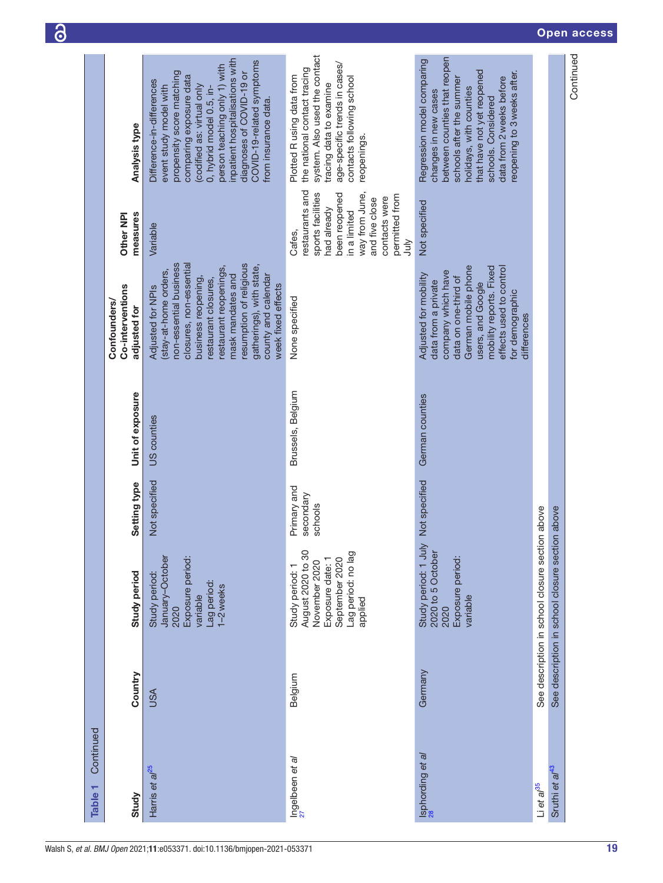**Table 1** Continued

| Study | Country | Study period | Setting type | Unit of exposure | Confounders/ Co-interventions adjusted for | Other NPI measures | Analysis type |
|---|---|---|---|---|---|---|---|
| Harris *et al*[25] | USA | Study period: January–October 2020<br>Exposure period: variable<br>Lag period: 1–2 weeks | Not specified | US counties | Adjusted for NPIs (stay-at-home orders, non-essential business closures, non-essential business reopening, restaurant closures, restaurant reopenings, mask mandates and resumption of religious gatherings), with state, county and calendar week fixed effects | Variable | Difference-in-differences event study model with propensity score matching comparing exposure data (codified as: virtual only 0, hybrid model 0.5, in-person teaching only 1) with inpatient hospitalisations with diagnoses of COVID-19 or COVID-19-related symptoms from insurance data. |
| Ingelbeen *et al*[27] | Belgium | Study period: 1 August 2020 to 30 November 2020<br>Exposure date: 1 September 2020<br>Lag period: no lag applied | Primary and secondary schools | Brussels, Belgium | None specified | Cafes, restaurants and sports facilities had already been reopened in a limited way from June, and five close contacts were permitted from July | Plotted R using data from the national contact tracing system. Also used the contact tracing data to examine age-specific trends in cases/contacts following school reopenings. |
| Isphording *et al*[28] | Germany | Study period: 1 July 2020 to 5 October 2020<br>Exposure period: variable | Not specified | German counties | Adjusted for mobility data from a private company which have data on one-third of German mobile phone users, and Google mobility reports. Fixed effects used to control for demographic differences | Not specified | Regression model comparing changes in new cases between counties that reopen schools after the summer holidays, with counties that have not yet reopened schools. Considered data from 2 weeks before reopening to 3 weeks after. |
| Li *et al*[35] | See description in school closure section above | | | | | | |
| Sruthi *et al*[43] | See description in school closure section above | | | | | | |

Continued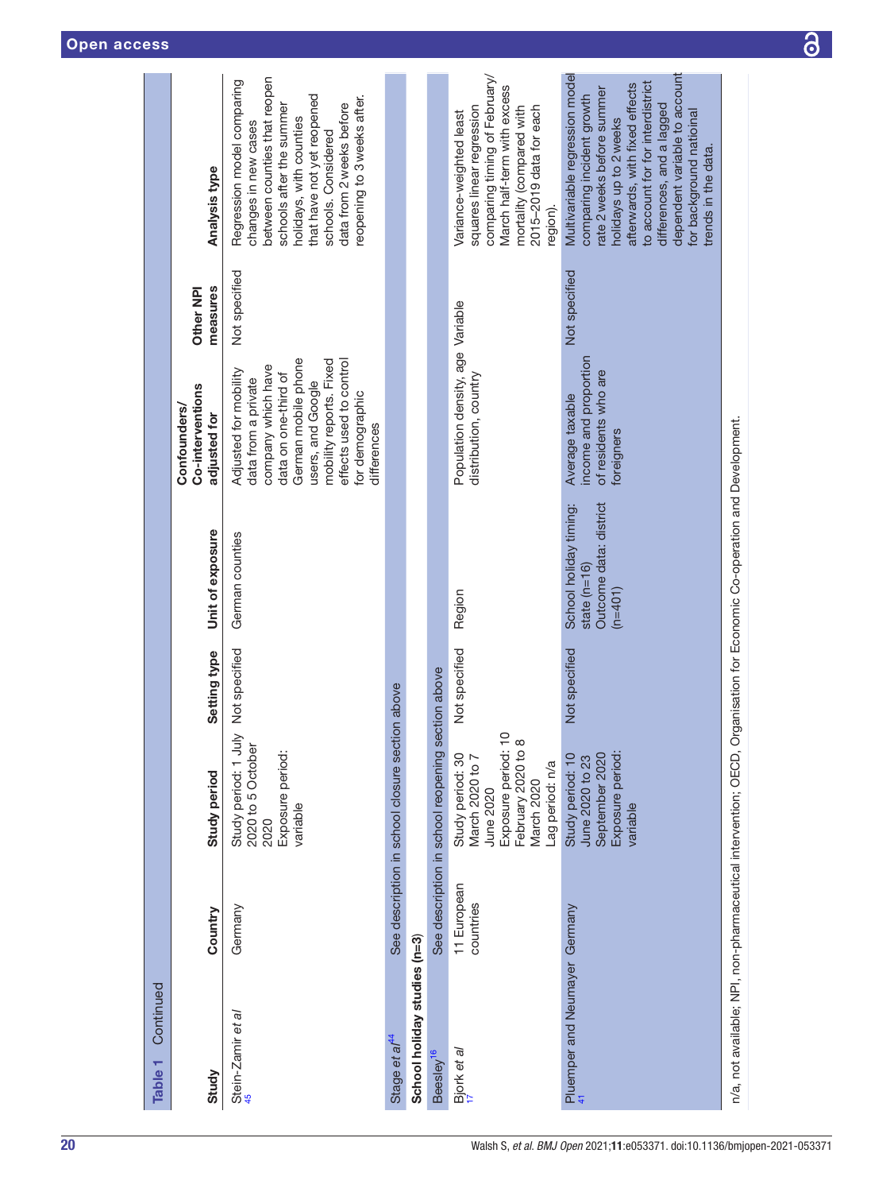**Table 1 Continued**

| Study | Country | Study period | Setting type | Unit of exposure | Confounders/ Co-interventions adjusted for | Other NPI measures | Analysis type |
|---|---|---|---|---|---|---|---|
| Stein-Zamir *et al*[45] | Germany | Study period: 1 July 2020 to 5 October 2020 Exposure period: variable | Not specified | German counties | Adjusted for mobility data from a private company which have data on one-third of German mobile phone users, and Google mobility reports. Fixed effects used to control for demographic differences | Not specified | Regression model comparing changes in new cases between counties that reopen schools after the summer holidays, with counties that have not yet reopened schools. Considered data from 2 weeks before reopening to 3 weeks after. |
| Stage *et al*[44] | See description in school closure section above | | | | | | |
| **School holiday studies (n=3)** | | | | | | | |
| Beesley[16] | See description in school reopening section above | | | | | | |
| Bjork *et al*[17] | 11 European countries | Study period: 30 March 2020 to 7 June 2020 Exposure period: 10 February 2020 to 8 March 2020 Lag period: n/a | Not specified | Region | Population density, age distribution, country | Variable | Variance-weighted least squares linear regression comparing timing of February/March half-term with excess mortality (compared with 2015–2019 data for each region). |
| Pluemper and Neumayer[41] | Germany | Study period: 10 June 2020 to 23 September 2020 Exposure period: variable | Not specified | School holiday timing: state (n=16) Outcome data: district (n=401) | Average taxable income and proportion of residents who are foreigners | Not specified | Multivariable regression model comparing incident growth rate 2 weeks before summer holidays up to 2 weeks afterwards, with fixed effects to account for for interdistrict differences, and a lagged dependent variable to account for background natioinal trends in the data. |

n/a, not available; NPI, non-pharmaceutical intervention; OECD, Organisation for Economic Co-operation and Development.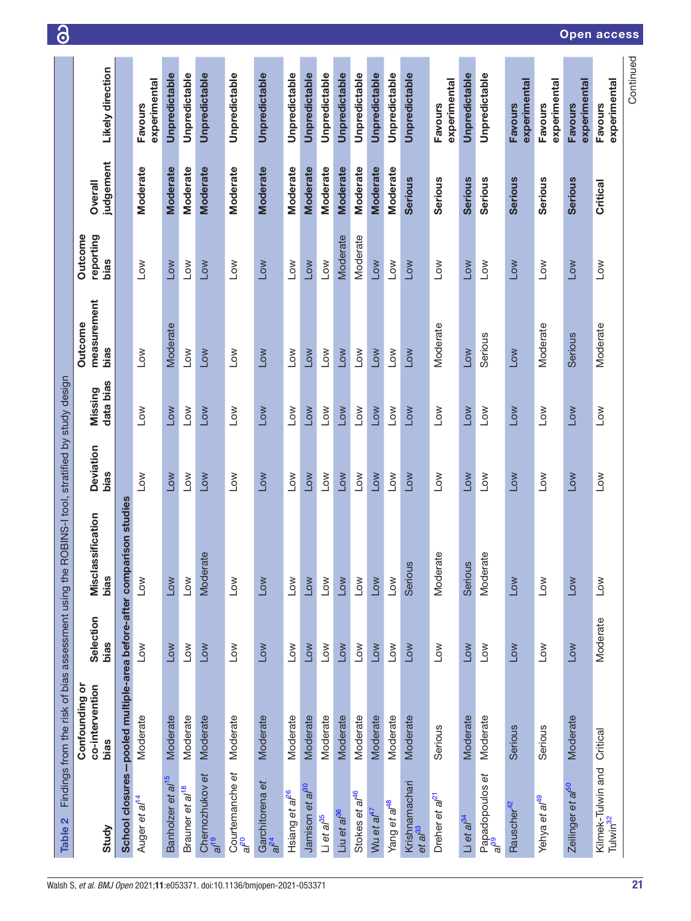**Table 2** Findings from the risk of bias assessment using the ROBINS-I tool, stratified by study design

| Study | Confounding or co-intervention bias | Selection bias | Misclassification bias | Deviation bias | Missing data bias | Outcome measurement bias | Outcome reporting bias | Overall judgement | Likely direction |
|---|---|---|---|---|---|---|---|---|---|
| **School closures—pooled multiple-area before-after comparison studies** | | | | | | | | | |
| Auger *et al*[14] | Moderate | Low | Low | Low | Low | Low | Low | **Moderate** | **Favours experimental** |
| Banholzer *et al*[15] | Moderate | Low | Low | Low | Low | Moderate | Low | **Moderate** | **Unpredictable** |
| Brauner *et al*[18] | Moderate | Low | Moderate | Low | Low | Low | Low | **Moderate** | **Unpredictable** |
| Chernozhukov *et al*[19] | Moderate | Low | Moderate | Low | Low | Low | Low | **Moderate** | **Unpredictable** |
| Courtemanche *et al*[20] | Moderate | Low | Low | Low | Low | Low | Low | **Moderate** | **Unpredictable** |
| Garchitorena *et al*[24] | Moderate | Low | Low | Low | Low | Low | Low | **Moderate** | **Unpredictable** |
| Hsiang *et al*[26] | Moderate | Low | Low | Low | Low | Low | Low | **Moderate** | **Unpredictable** |
| Jamison *et al*[30] | Moderate | Low | Low | Low | Low | Low | Low | **Moderate** | **Unpredictable** |
| Li *et al*[35] | Moderate | Low | Low | Low | Low | Low | Low | **Moderate** | **Unpredictable** |
| Liu *et al*[36] | Moderate | Low | Low | Low | Low | Low | Moderate | **Moderate** | **Unpredictable** |
| Stokes *et al*[46] | Moderate | Low | Low | Low | Low | Low | Moderate | **Moderate** | **Unpredictable** |
| Wu *et al*[47] | Moderate | Low | Low | Low | Low | Low | Low | **Moderate** | **Unpredictable** |
| Yang *et al*[48] | Moderate | Low | Low | Low | Low | Low | Low | **Moderate** | **Unpredictable** |
| Krishnamachari *et al*[33] | Moderate | Low | Serious | Low | Low | Low | Low | **Serious** | **Unpredictable** |
| Dreher *et al*[21] | Serious | Low | Moderate | Low | Low | Moderate | Low | **Serious** | **Favours experimental** |
| Li *et al*[34] | Moderate | Low | Serious | Low | Low | Low | Low | **Serious** | **Unpredictable** |
| Papadopoulos *et al*[39] | Moderate | Low | Moderate | Low | Low | Serious | Low | **Serious** | **Unpredictable** |
| Rauscher[42] | Serious | Low | Low | Low | Low | Low | Low | **Serious** | **Favours experimental** |
| Yehya *et al*[49] | Serious | Low | Low | Low | Low | Moderate | Low | **Serious** | **Favours experimental** |
| Zeilinger *et al*[50] | Moderate | Low | Low | Low | Low | Serious | Low | **Serious** | **Favours experimental** |
| Klimek-Tulwin and Tulwin[32] | Critical | Moderate | Low | Low | Low | Moderate | Low | **Critical** | **Favours experimental** |

Continued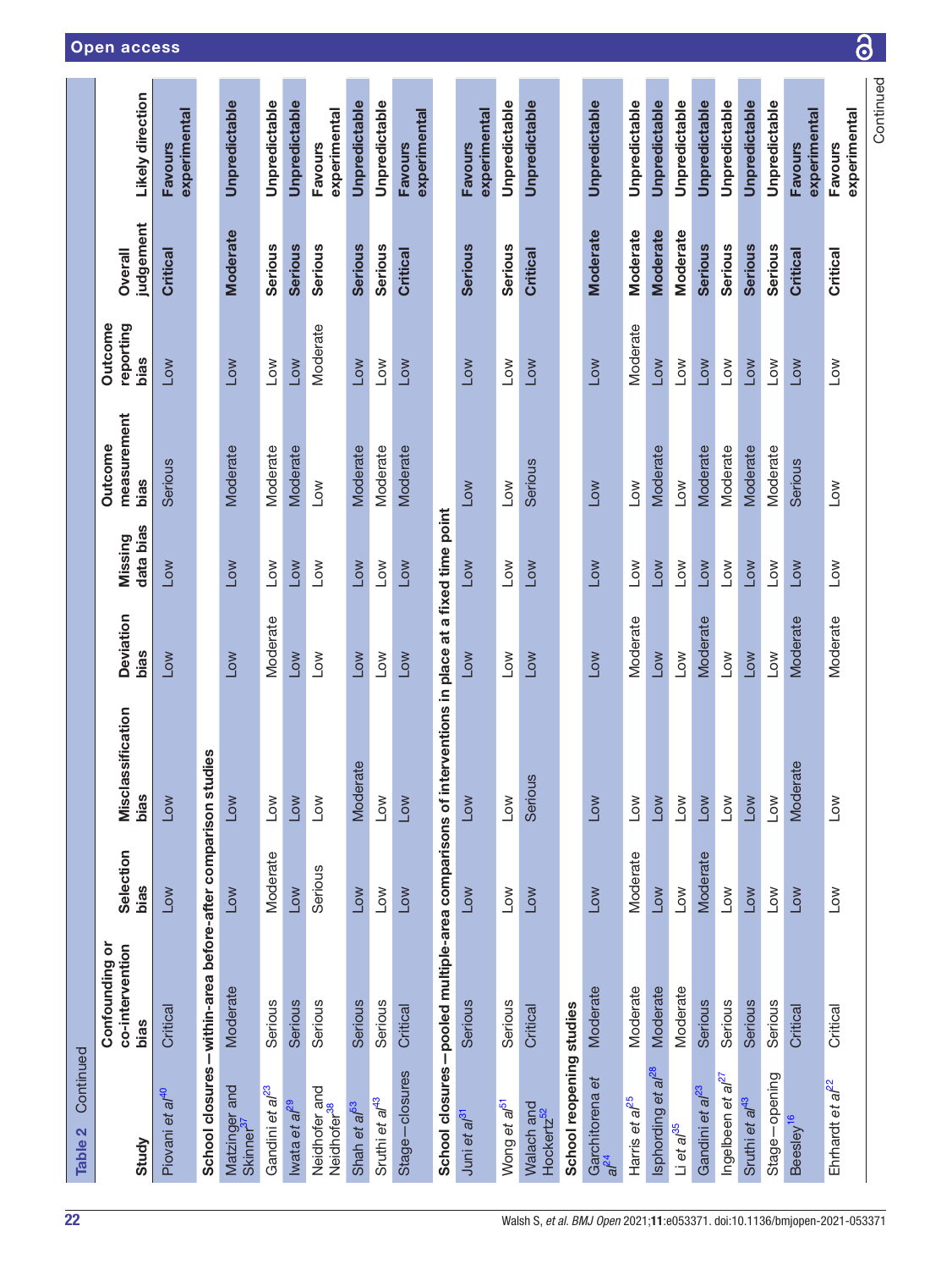Table 2 Continued

| Study | Confounding or co-intervention bias | Selection bias | Misclassification bias | Deviation bias | Missing data bias | Outcome measurement bias | Outcome reporting bias | Overall judgement | Likely direction |
|---|---|---|---|---|---|---|---|---|---|
| Piovani *et al*[40] | Critical | Low | Low | Low | Low | Serious | Low | **Critical** | **Favours experimental** |
| **School closures—within-area before-after comparison studies** | | | | | | | | | |
| Matzinger and Skinner[37] | Moderate | Low | Low | Low | Low | Moderate | Low | **Moderate** | **Unpredictable** |
| Gandini *et al*[23] | Serious | Moderate | Low | Moderate | Low | Moderate | Low | **Serious** | **Unpredictable** |
| Iwata *et al*[29] | Serious | Low | Low | Low | Low | Moderate | Low | **Serious** | **Unpredictable** |
| Neidhofer and Neidhofer[38] | Serious | Serious | Low | Low | Low | Low | Moderate | **Serious** | **Favours experimental** |
| Shah *et al*[53] | Serious | Low | Moderate | Low | Low | Moderate | Low | **Serious** | **Unpredictable** |
| Sruthi *et al*[43] | Serious | Low | Low | Low | Low | Moderate | Low | **Serious** | **Unpredictable** |
| Stage—closures | Critical | Low | Low | Low | Low | Moderate | Low | **Critical** | **Favours experimental** |
| **School closures—pooled multiple-area comparisons of interventions in place at a fixed time point** | | | | | | | | | |
| Juni *et al*[31] | Serious | Low | Low | Low | Low | Low | Low | **Serious** | **Favours experimental** |
| Wong *et al*[51] | Serious | Low | Low | Low | Low | Low | Low | **Serious** | **Unpredictable** |
| Walach and Hockertz[52] | Critical | Low | Serious | Low | Low | Serious | Low | **Critical** | **Unpredictable** |
| **School reopening studies** | | | | | | | | | |
| Garchitorena *et al*[24] | Moderate | Low | Low | Low | Low | Low | Low | **Moderate** | **Unpredictable** |
| Harris *et al*[25] | Moderate | Moderate | Low | Moderate | Low | Low | Moderate | **Moderate** | **Unpredictable** |
| Isphording *et al*[28] | Moderate | Low | Low | Low | Low | Moderate | Low | **Moderate** | **Unpredictable** |
| Li *et al*[35] | Moderate | Low | Low | Low | Low | Low | Low | **Moderate** | **Unpredictable** |
| Gandini *et al*[23] | Serious | Moderate | Low | Moderate | Low | Moderate | Low | **Serious** | **Unpredictable** |
| Ingelbeen *et al*[27] | Serious | Low | Low | Low | Low | Moderate | Low | **Serious** | **Unpredictable** |
| Sruthi *et al*[43] | Serious | Low | Low | Low | Low | Moderate | Low | **Serious** | **Unpredictable** |
| Stage—opening | Serious | Low | Low | Low | Low | Moderate | Low | **Serious** | **Unpredictable** |
| Beesley[16] | Critical | Low | Moderate | Moderate | Low | Serious | Low | **Critical** | **Favours experimental** |
| Ehrhardt *et al*[22] | Critical | Low | Low | Moderate | Low | Low | Low | **Critical** | **Favours experimental** |

Continued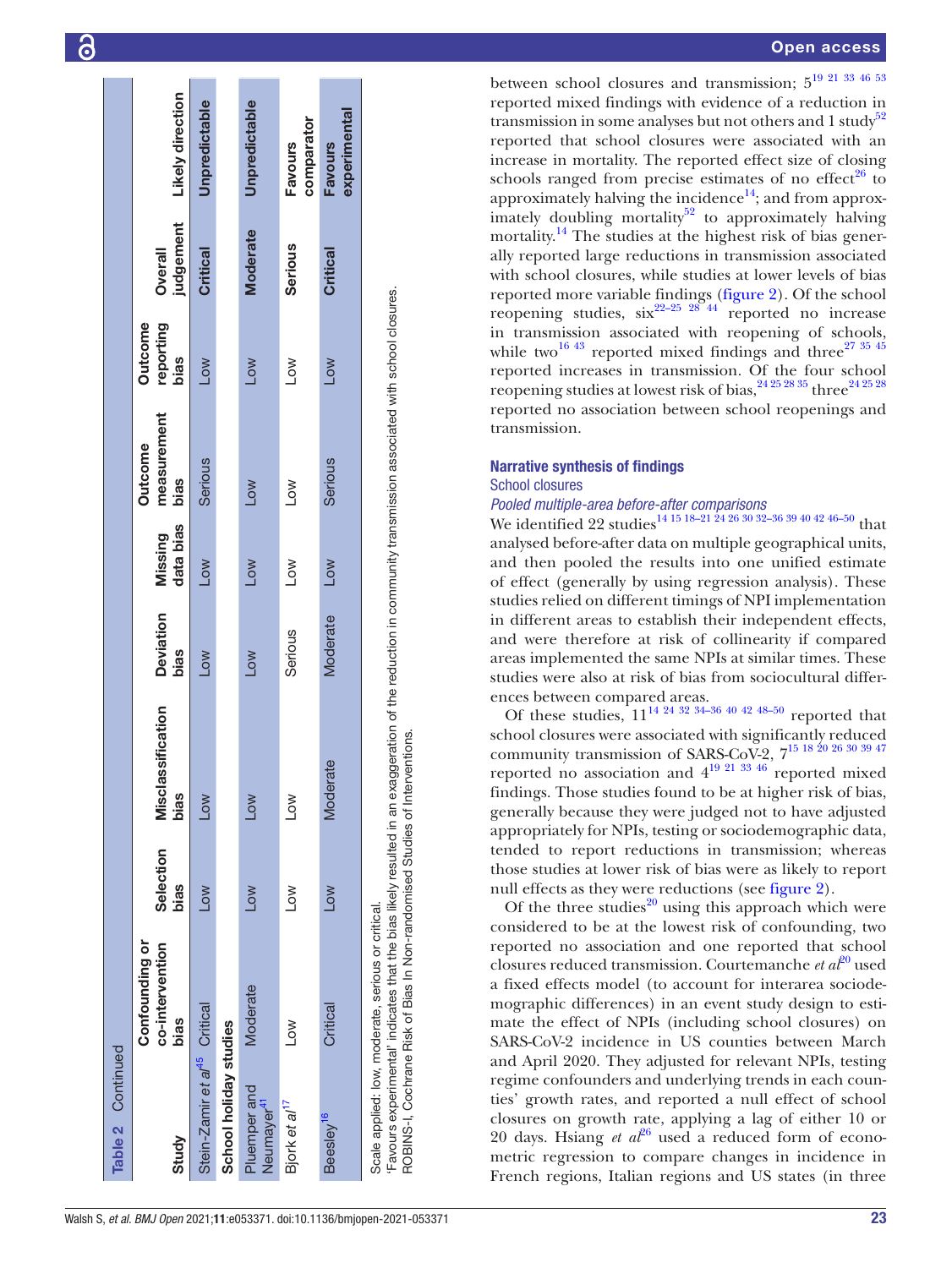Table 2 Continued

| Study | Confounding or co-intervention bias | Selection bias | Misclassification bias | Deviation bias | Missing data bias | Outcome measurement bias | Outcome reporting bias | Overall judgement | Likely direction |
|---|---|---|---|---|---|---|---|---|---|
| Stein-Zamir *et al*[45] | Critical | Low | Low | Low | Low | Serious | Low | Critical | Unpredictable |
| **School holiday studies** | | | | | | | | | |
| Pluemper and Neumayer[41] | Moderate | Low | Low | Low | Low | Low | Low | Moderate | Unpredictable |
| Bjork *et al*[17] | Low | Low | Low | Serious | Low | Low | Low | Serious | Favours comparator |
| Beesley[16] | Critical | Low | Moderate | Moderate | Low | Serious | Low | Critical | Favours experimental |

Scale applied: low, moderate, serious or critical.
'Favours experimental' indicates that the bias likely resulted in an exaggeration of the reduction in community transmission associated with school closures.
ROBINS-I, Cochrane Risk of Bias In Non-randomised Studies of Interventions.

between school closures and transmission; 5[19 21 33 46 53] reported mixed findings with evidence of a reduction in transmission in some analyses but not others and 1 study[52] reported that school closures were associated with an increase in mortality. The reported effect size of closing schools ranged from precise estimates of no effect[26] to approximately halving the incidence[14]; and from approximately doubling mortality[52] to approximately halving mortality.[14] The studies at the highest risk of bias generally reported large reductions in transmission associated with school closures, while studies at lower levels of bias reported more variable findings (figure 2). Of the school reopening studies, six[22–25 28 44] reported no increase in transmission associated with reopening of schools, while two[16 43] reported mixed findings and three[27 35 45] reported increases in transmission. Of the four school reopening studies at lowest risk of bias,[24 25 28 35] three[24 25 28] reported no association between school reopenings and transmission.

## Narrative synthesis of findings

### School closures

#### *Pooled multiple-area before-after comparisons*

We identified 22 studies[14 15 18–21 24 26 30 32–36 39 40 42 46–50] that analysed before-after data on multiple geographical units, and then pooled the results into one unified estimate of effect (generally by using regression analysis). These studies relied on different timings of NPI implementation in different areas to establish their independent effects, and were therefore at risk of collinearity if compared areas implemented the same NPIs at similar times. These studies were also at risk of bias from sociocultural differences between compared areas.

Of these studies, 11[14 24 32 34–36 40 42 48–50] reported that school closures were associated with significantly reduced community transmission of SARS-CoV-2, 7[15 18 20 26 30 39 47] reported no association and 4[19 21 33 46] reported mixed findings. Those studies found to be at higher risk of bias, generally because they were judged not to have adjusted appropriately for NPIs, testing or sociodemographic data, tended to report reductions in transmission; whereas those studies at lower risk of bias were as likely to report null effects as they were reductions (see figure 2).

Of the three studies[20] using this approach which were considered to be at the lowest risk of confounding, two reported no association and one reported that school closures reduced transmission. Courtemanche *et al*[20] used a fixed effects model (to account for interarea sociodemographic differences) in an event study design to estimate the effect of NPIs (including school closures) on SARS-CoV-2 incidence in US counties between March and April 2020. They adjusted for relevant NPIs, testing regime confounders and underlying trends in each counties' growth rates, and reported a null effect of school closures on growth rate, applying a lag of either 10 or 20 days. Hsiang *et al*[26] used a reduced form of econometric regression to compare changes in incidence in French regions, Italian regions and US states (in three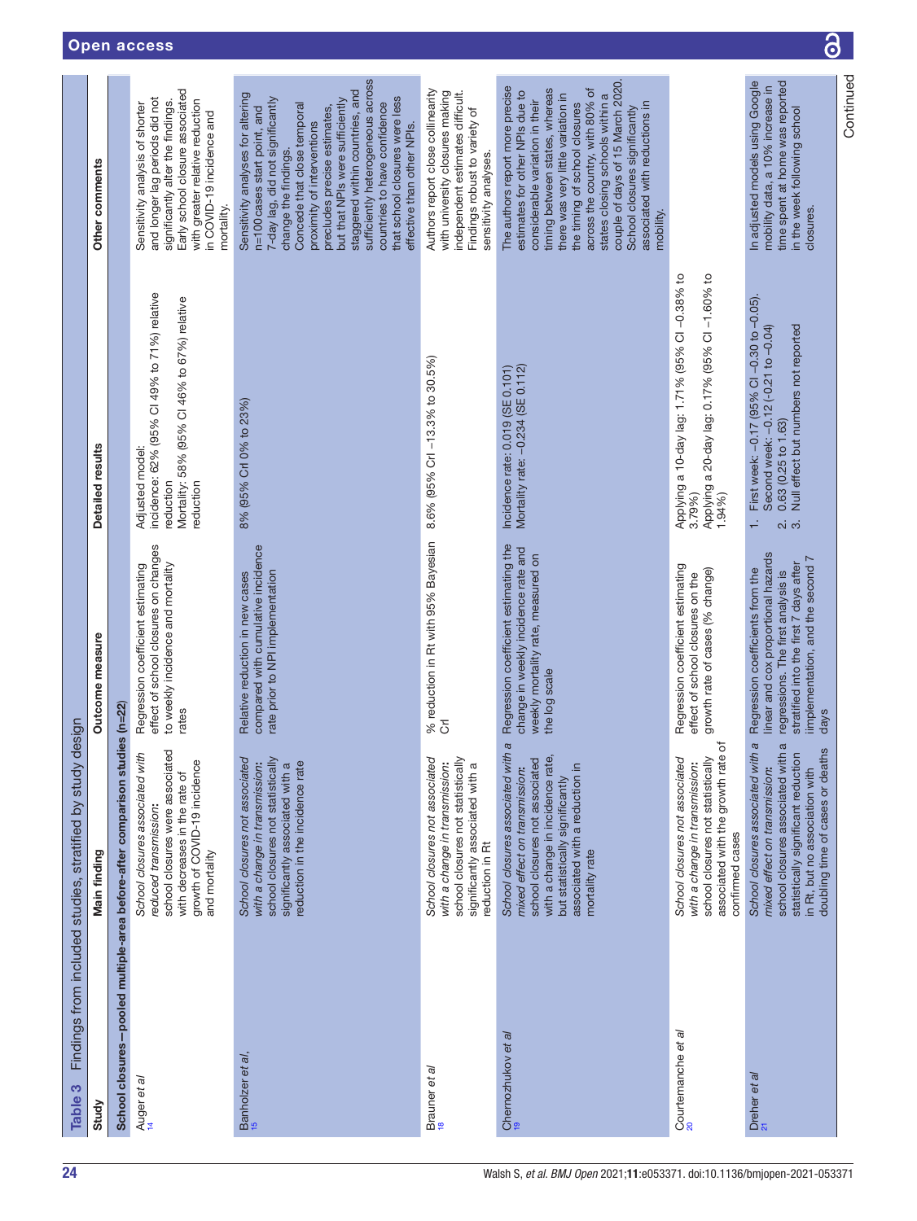**Table 3** Findings from included studies, stratified by study design

| Study | Main finding | Outcome measure | Detailed results | Other comments |
|---|---|---|---|---|
| **School closures—pooled multiple-area before-after comparison studies (n=22)** | | | | |
| Auger *et al*[14] | *School closures associated with reduced transmission:* school closures were associated with decreases in the rate of growth of COVID-19 incidence and mortality | Regression coefficient estimating effect of school closures on changes to weekly incidence and mortality rates | Adjusted model: incidence: 62% (95% CI 49% to 71%) relative reduction<br>Mortality: 58% (95% CI 46% to 67%) relative reduction | Sensitivity analysis of shorter and longer lag periods did not significantly alter the findings. Early school closure associated with greater relative reduction in COVID-19 incidence and mortality. |
| Banholzer *et al*,[15] | *School closures not associated with a change in transmission:* school closures not statistically significantly associated with a reduction in the incidence rate | Relative reduction in new cases compared with cumulative incidence rate prior to NPI implementation | 8% (95% CrI 0% to 23%) | Sensitivity analyses for altering n=100 cases start point, and 7-day lag, did not significantly change the findings. Concede that close temporal proximity of interventions precludes precise estimates, but that NPIs were sufficiently staggered within countries, and sufficiently heterogeneous across countries to have confidence that school closures were less effective than other NPIs. |
| Brauner *et al*[18] | *School closures not associated with a change in transmission:* school closures not statistically significantly associated with a reduction in Rt | % reduction in Rt with 95% Bayesian CrI | 8.6% (95% CrI −13.3% to 30.5%) | Authors report close collinearity with university closures making independent estimates difficult. Findings robust to variety of sensitivity analyses. |
| Chernozhukov *et al*[19] | *School closures associated with a mixed effect on transmission:* school closures not associated with a change in incidence rate, but statistically significantly associated with a reduction in mortality rate | Regression coefficient estimating the change in weekly incidence rate and weekly mortality rate, measured on the log scale | Incidence rate: 0.019 (SE 0.101)<br>Mortality rate: −0.234 (SE 0.112) | The authors report more precise estimates for other NPIs due to considerable variation in their timing between states, whereas there was very little variation in the timing of school closures across the country, with 80% of states closing schools within a couple of days of 15 March 2020. School closures significantly associated with reductions in mobility. |
| Courtemanche *et al*[20] | *School closures not associated with a change in transmission:* school closures not statistically associated with the growth rate of confirmed cases | Regression coefficient estimating effect of school closures on the growth rate of cases (% change) | Applying a 10-day lag: 1.71% (95% CI −0.38% to 3.79%)<br>Applying a 20-day lag: 0.17% (95% CI −1.60% to 1.94%) | |
| Dreher *et al*[21] | *School closures associated with a mixed effect on transmission:* school closures associated with a statistically significant reduction in Rt, but no association with doubling time of cases or deaths | Regression coefficients from the linear and cox proportional hazards regressions. The first analysis is stratified into the first 7 days after iimplementation, and the second 7 days | 1. First week: −0.17 (95% CI −0.30 to −0.05). Second week: −0.12 (−0.21 to −0.04)<br>2. 0.63 (0.25 to 1.63)<br>3. Null effect but numbers not reported | In adjusted models using Google mobility data, a 10% increase in time spent at home was reported in the week following school closures. |

Continued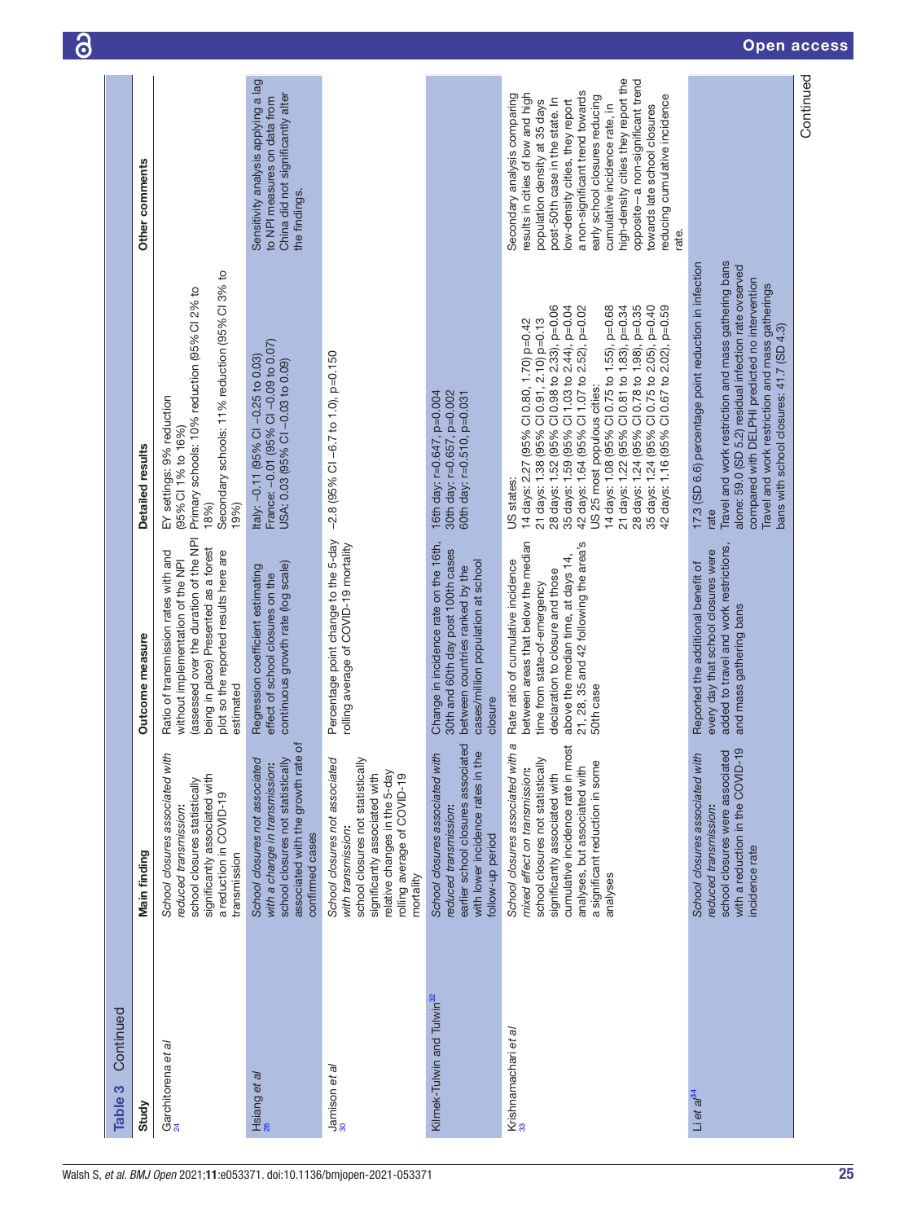Table 3 Continued

| Study | Main finding | Outcome measure | Detailed results | Other comments |
|---|---|---|---|---|
| Garchitorena *et al*[24] | *School closures associated with reduced transmission:* school closures statistically significantly associated with a reduction in COVID-19 transmission | Ratio of transmission rates with and without implementation of the NPI (assessed over the duration of the NPI being in place) Presented as a forest plot so the reported results here are estimated | EY settings: 9% reduction (95% CI 1% to 16%)<br>Primary schools: 10% reduction (95% CI 2% to 18%)<br>Secondary schools: 11% reduction (95% CI 3% to 19%) | |
| Hsiang *et al*[26] | *School closures not associated with a change in transmission:* school closures not statistically associated with the growth rate of confirmed cases | Regression coefficient estimating effect of school closures on the continuous growth rate (log scale) | Italy: −0.11 (95% CI −0.25 to 0.03)<br>France: −0.01 (95% CI −0.09 to 0.07)<br>USA: 0.03 (95% CI −0.03 to 0.09) | Sensitivity analysis applying a lag to NPI measures on data from China did not significantly alter the findings. |
| Jamison *et al*[30] | *School closures not associated with transmission:* school closures not statistically significantly associated with relative changes in the 5-day rolling average of COVID-19 mortality | Percentage point change to the 5-day rolling average of COVID-19 mortality | −2.8 (95% CI −6.7 to 1.0), p=0.150 | |
| Klimek-Tulwin and Tulwin[32] | *School closures associated with reduced transmission:* earlier school closures associated with lower incidence rates in the follow-up period | Change in incidence rate on the 16th, 30th and 60th day post 100th cases between countries ranked by the cases/million population at school closure | 16th day: r=0.647, p=0.004<br>30th day: r=0.657, p=0.002<br>60th day: r=0.510, p=0.031 | |
| Krishnamachari *et al*[33] | *School closures associated with a mixed effect on transmission:* school closures not statistically significantly associated with cumulative incidence rate in most analyses, but associated with a significant reduction in some analyses | Rate ratio of cumulative incidence between areas that below the median time from state-of-emergency declaration to closure and those above the median time, at days 14, 21, 28, 35 and 42 following the area's 50th case | US states:<br>14 days: 2.27 (95% CI 0.80, 1.70) p=0.42<br>21 days: 1.38 (95% CI 0.91, 2.10) p=0.13<br>28 days: 1.52 (95% CI 0.98 to 2.33), p=0.06<br>35 days: 1.59 (95% CI 1.03 to 2.44), p=0.04<br>42 days: 1.64 (95% CI 1.07 to 2.52), p=0.02<br>US 25 most populous cities:<br>14 days: 1.08 (95% CI 0.75 to 1.55), p=0.68<br>21 days: 1.22 (95% CI 0.81 to 1.83), p=0.34<br>28 days: 1.24 (95% CI 0.78 to 1.98), p=0.35<br>35 days: 1.24 (95% CI 0.75 to 2.05), p=0.40<br>42 days: 1.16 (95% CI 0.67 to 2.02), p=0.59 | Secondary analysis comparing results in cities of low and high population density at 35 days post-50th case in the state. In low-density cities, they report a non-significant trend towards early school closures reducing cumulative incidence rate, in high-density cities they report the opposite—a non-significant trend towards late school closures reducing cumulative incidence rate. |
| Li *et al*[34] | *School closures associated with reduced transmission:* school closures were associated with a reduction in the COVID-19 incidence rate | Reported the additional benefit of every day that school closures were added to travel and work restrictions, and mass gathering bans | 17.3 (SD 6.6) percentage point reduction in infection rate<br>Travel and work restriction and mass gathering bans alone: 59.0 (SD 5.2) residual infection rate ovserved compared with DELPHI predicted no intervention<br>Travel and work restriction and mass gatherings bans with school closures: 41.7 (SD 4.3) | |

Continued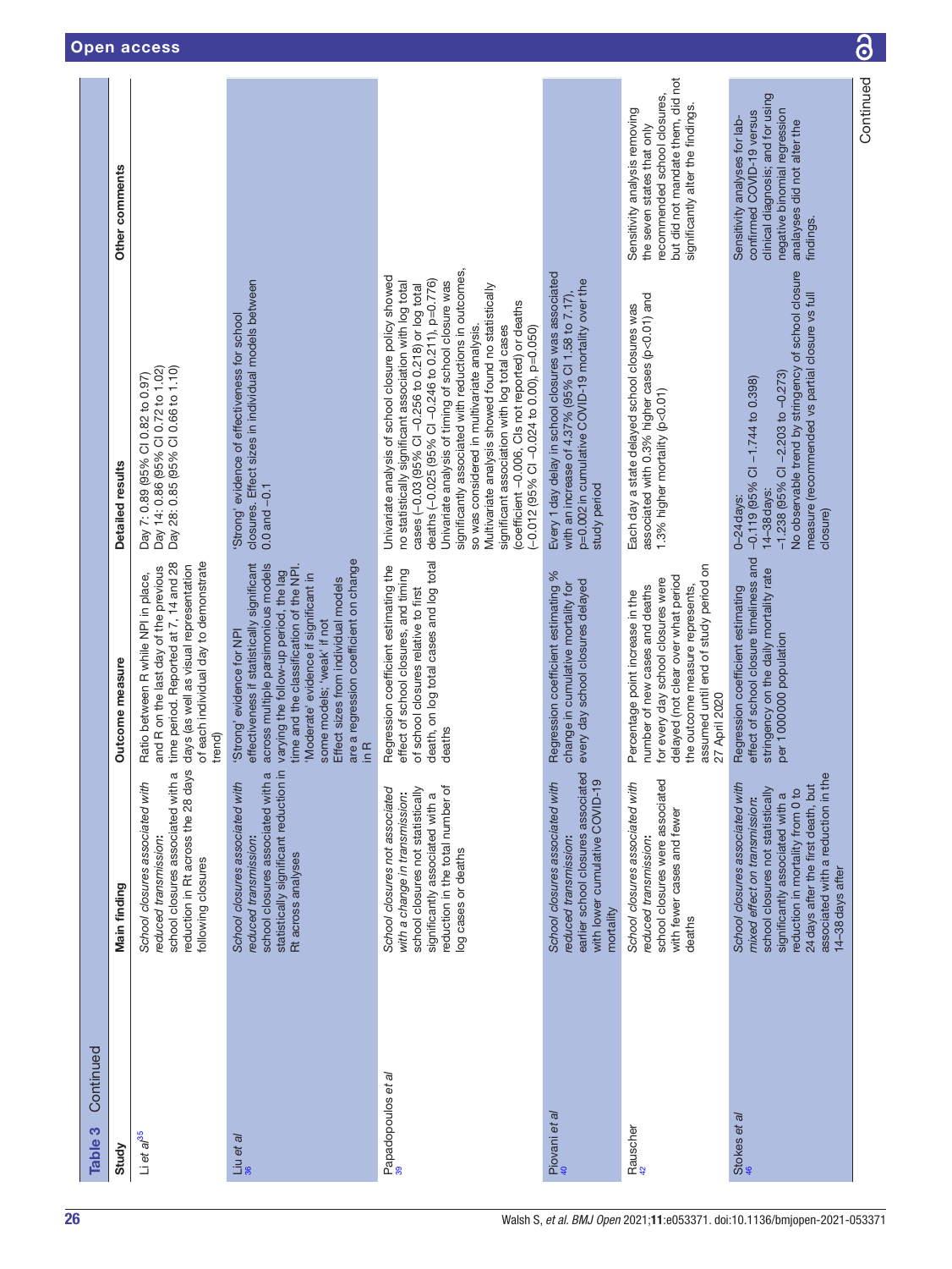**Table 3 Continued**

| Study | Main finding | Outcome measure | Detailed results | Other comments |
|---|---|---|---|---|
| Li *et al*[35] | *School closures associated with reduced transmission*: school closures associated with a reduction in Rt across the 28 days following closures | Ratio between R while NPI in place, and R on the last day of the previous time period. Reported at 7, 14 and 28 days (as well as visual representation of each individual day to demonstrate trend) | Day 7: 0.89 (95% CI 0.82 to 0.97)<br>Day 14: 0.86 (95% CI 0.72 to 1.02)<br>Day 28: 0.85 (95% CI 0.66 to 1.10) | |
| Liu *et al*[36] | *School closures associated with reduced transmission*: school closures associated with a statistically significant reduction in Rt across analyses | 'Strong' evidence for NPI effectiveness if statistically significant across multiple parsimonious models varying the follow-up period, the lag time and the classification of the NPI. 'Moderate' evidence if significant in some models; 'weak' if not<br>Effect sizes from individual models are a regression coefficient on change in R | 'Strong' evidence of effectiveness for school closures. Effect sizes in individual models between 0.0 and −0.1 | |
| Papadopoulos *et al*[39] | *School closures not associated with a change in transmission*: school closures not statistically significantly associated with a reduction in the total number of log cases or deaths | Regression coefficient estimating the effect of school closures, and timing of school closures relative to first death, on log total cases and log total deaths | Univariate analysis of school closure policy showed no statistically significant association with log total cases (−0.03 (95% CI −0.256 to 0.218) or log total deaths (−0.025 (95% CI −0.246 to 0.211), p=0.776)<br>Univariate analysis of timing of school closure was significantly associated with reductions in outcomes, so was considered in multivariate analysis.<br>Multivariate analysis showed found no statistically significant association with log total cases (coefficient −0.006, CIs not reported) or deaths (−0.012 (95% CI −0.024 to 0.00), p=0.050) | |
| Piovani *et al*[40] | *School closures associated with reduced transmission*: earlier school closures associated with lower cumulative COVID-19 mortality | Regression coefficient estimating % change in cumulative mortality for every day school closures delayed | Every 1 day delay in school closures was associated with an increase of 4.37% (95% CI 1.58 to 7.17), p=0.002 in cumulative COVID-19 mortality over the study period | |
| Rauscher[42] | *School closures associated with reduced transmission*: school closures were associated with fewer cases and fewer deaths | Percentage point increase in the number of new cases and deaths for every day school closures were delayed (not clear over what period the outcome measure represents, assumed until end of study period on 27 April 2020 | Each day a state delayed school closures was associated with 0.3% higher cases (p<0.01) and 1.3% higher mortality (p<0.01) | Sensitivity analysis removing the seven states that only recommended school closures, but did not mandate them, did not significantly alter the findings. |
| Stokes *et al*[46] | *School closures associated with mixed effect on transmission*: school closures not statistically significantly associated with a reduction in mortality from 0 to 24 days after the first death, but associated with a reduction in the 14–38 days after | Regression coefficient estimating effect of school closure timeliness and stringency on the daily mortality rate per 1000000 population | 0–24 days:<br>−0.119 (95% CI −1.744 to 0.398)<br>14–38 days:<br>−1.238 (95% CI −2.203 to −0.273)<br>No observable trend by stringency of school closure measure (recommended vs partial closure vs full closure) | Sensitivity analyses for lab-confirmed COVID-19 versus clinical diagnosis; and for using negative binomial regression analyses did not alter the findings. |

Continued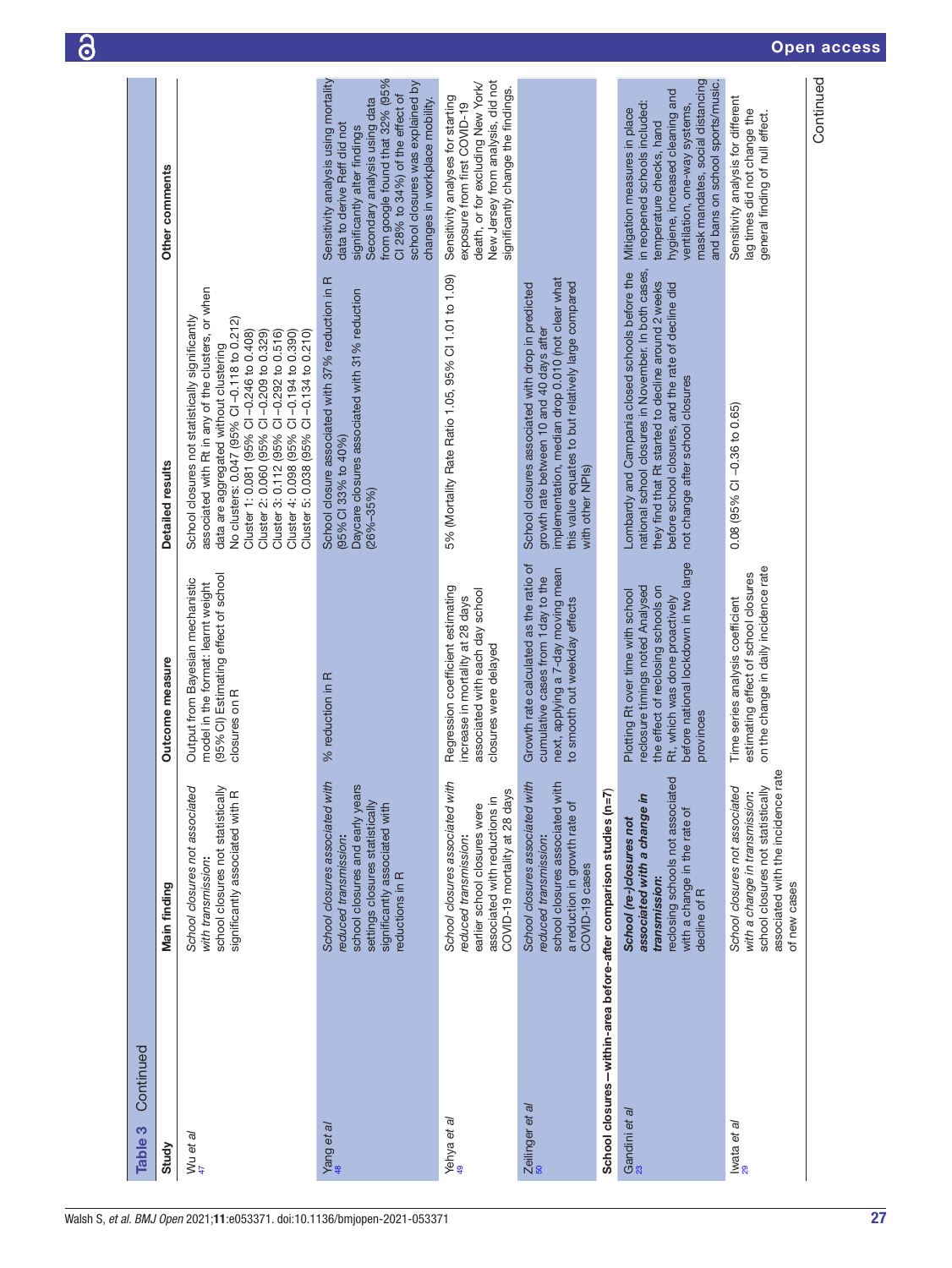**Table 3** Continued

| Study | Main finding | Outcome measure | Detailed results | Other comments |
|---|---|---|---|---|
| Wu *et al*[47] | *School closures not associated with transmission:* school closures not statistically significantly associated with R | Output from Bayesian mechanistic model in the format: learnt weight (95% CI) Estimating effect of school closures on R | School closures not statistically significantly associated with Rt in any of the clusters, or when data are aggregated without clustering<br>No clusters: 0.047 (95% CI −0.118 to 0.212)<br>Cluster 1: 0.081 (95% CI −0.246 to 0.408)<br>Cluster 2: 0.060 (95% CI −0.209 to 0.329)<br>Cluster 3: 0.112 (95% CI −0.292 to 0.516)<br>Cluster 4: 0.098 (95% CI −0.194 to 0.390)<br>Cluster 5: 0.038 (95% CI −0.134 to 0.210) | |
| Yang *et al*[48] | *School closures associated with reduced transmission:* school closures and early years settings closures statistically significantly associated with reductions in R | % reduction in R | School closure associated with 37% reduction in R (95% CI 33% to 40%)<br>Daycare closures associated with 31% reduction (26%–35%) | Sensitivity analysis using mortality data to derive Reff did not significantly alter findings<br>Secondary analysis using data from google found that 32% (95% CI 28% to 34%) of the effect of school closures was explained by changes in workplace mobility. |
| Yehya *et al*[49] | *School closures associated with reduced transmission:* earlier school closures were associated with reductions in COVID-19 mortality at 28 days | Regression coefficient estimating increase in mortality at 28 days associated with each day school closures were delayed | 5% (Mortality Rate Ratio 1.05, 95% CI 1.01 to 1.09) | Sensitivity analyses for starting exposure from first COVID-19 death, or for excluding New York/New Jersey from analysis, did not significantly change the findings. |
| Zeilinger *et al*[50] | *School closures associated with reduced transmission:* school closures associated with a reduction in growth rate of COVID-19 cases | Growth rate calculated as the ratio of cumulative cases from 1 day to the next, applying a 7-day moving mean to smooth out weekday effects | School closures associated with drop in predicted growth rate between 10 and 40 days after implementation, median drop 0.010 (not clear what this value equates to but relatively large compared with other NPIs) | |
| **School closures—within-area before-after comparison studies (n=7)** | | | | |
| Gandini *et al*[23] | ***School (re-)closures not associated with a change in transmission:*** reclosing schools not associated with a change in the rate of decline of R | Plotting Rt over time with school reclosure timings noted Analysed the effect of reclosing schools on Rt, which was done proactively before national lockdown in two large provinces | Lombardy and Campania closed schools before the national school closures in November. In both cases, they find that Rt started to decline around 2 weeks before school closures, and the rate of decline did not change after school closures | Mitigation measures in place in reopened schools included: temperature checks, hand hygiene, increased cleaning and ventilation, one-way systems, mask mandates, social distancing and bans on school sports/music. |
| Iwata *et al*[29] | *School closures not associated with a change in transmission:* school closures not statistically associated with the incidence rate of new cases | Time series analysis coefficient estimating effect of school closures on the change in daily incidence rate | 0.08 (95% CI −0.36 to 0.65) | Sensitivity analysis for different lag times did not change the general finding of null effect. |

Continued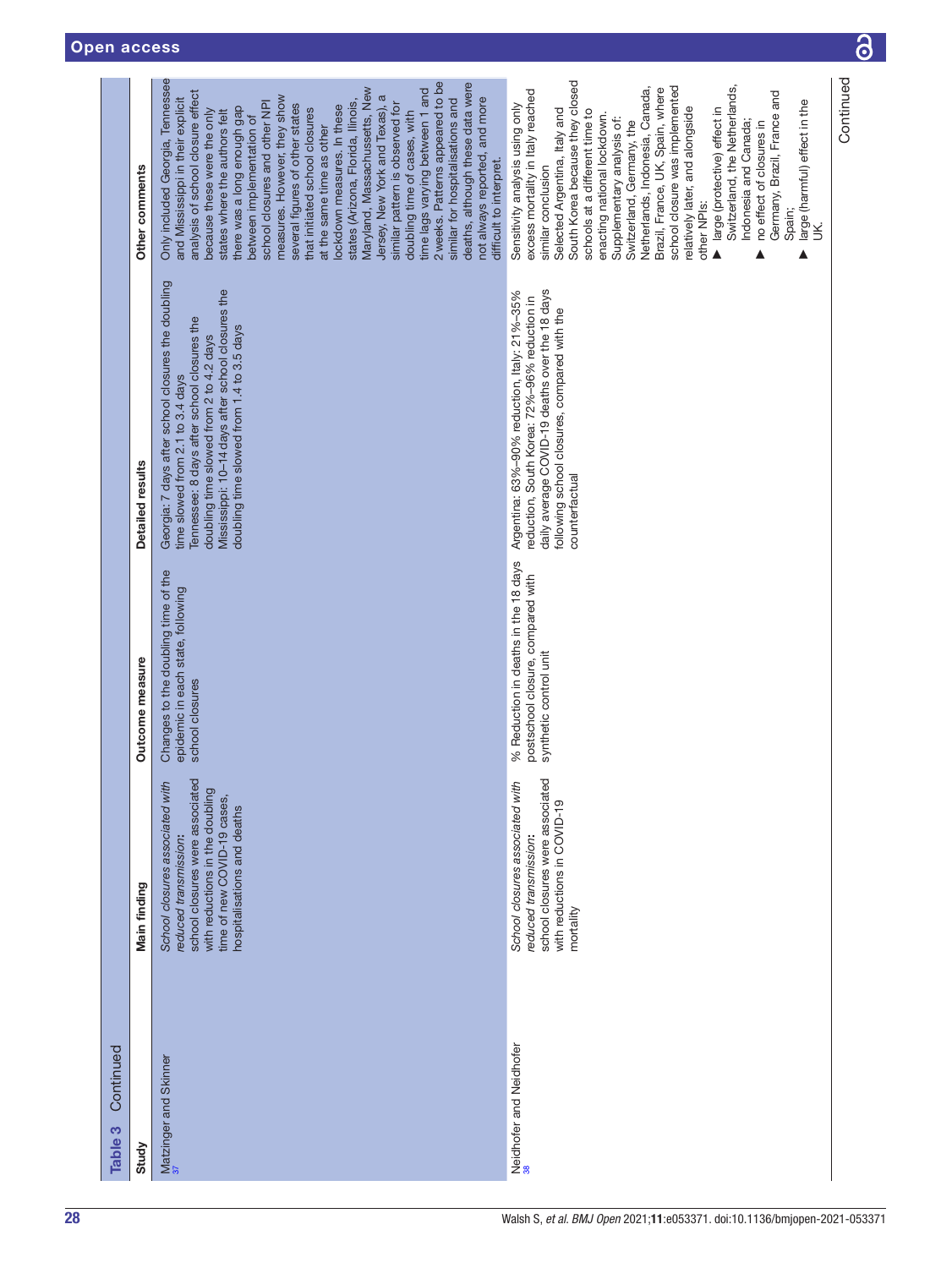**Table 3** Continued

| Study | Main finding | Outcome measure | Detailed results | Other comments |
|---|---|---|---|---|
| Matzinger and Skinner[37] | *School closures associated with reduced transmission:* school closures were associated with reductions in the doubling time of new COVID-19 cases, hospitalisations and deaths | Changes to the doubling time of the epidemic in each state, following school closures | Georgia: 7 days after school closures the doubling time slowed from 2.1 to 3.4 days<br>Tennessee: 8 days after school closures the doubling time slowed from 2 to 4.2 days<br>Mississippi: 10–14 days after school closures the doubling time slowed from 1.4 to 3.5 days | Only included Georgia, Tennessee and Mississippi in their explicit analysis of school closure effect because these were the only states where the authors felt there was a long enough gap between implementation of school closures and other NPI measures. However, they show several figures of other states that initiated school closures at the same time as other lockdown measures. In these states (Arizona, Florida, Illinois, Maryland, Massachussetts, New Jersey, New York and Texas), a similar pattern is observed for doubling time of cases, with time lags varying between 1 and 2 weeks. Patterns appeared to be similar for hospitalisations and deaths, although these data were not always reported, and more difficult to interpret. |
| Neidhofer and Neidhofer[38] | *School closures associated with reduced transmission:* school closures were associated with reductions in COVID-19 mortality | % Reduction in deaths in the 18 days postschool closure, compared with synthetic control unit | Argentina: 63%–90% reduction, Italy: 21%–35% reduction, South Korea: 72%–96% reduction in daily average COVID-19 deaths over the 18 days following school closures, compared with the counterfactual | Sensitivity analysis using only excess mortality in Italy reached similar conclusion<br>Selected Argentina, Italy and South Korea because they closed schools at a different time to enacting national lockdown.<br>Supplementary analysis of: Switzerland, Germany, the Netherlands, Indonesia, Canada, Brazil, France, UK, Spain, where school closure was implemented relatively later, and alongside other NPIs:<br>▲ large (protective) effect in Switzerland, the Netherlands, Indonesia and Canada;<br>▲ no effect of closures in Germany, Brazil, France and Spain;<br>▲ large (harmful) effect in the UK. |

Continued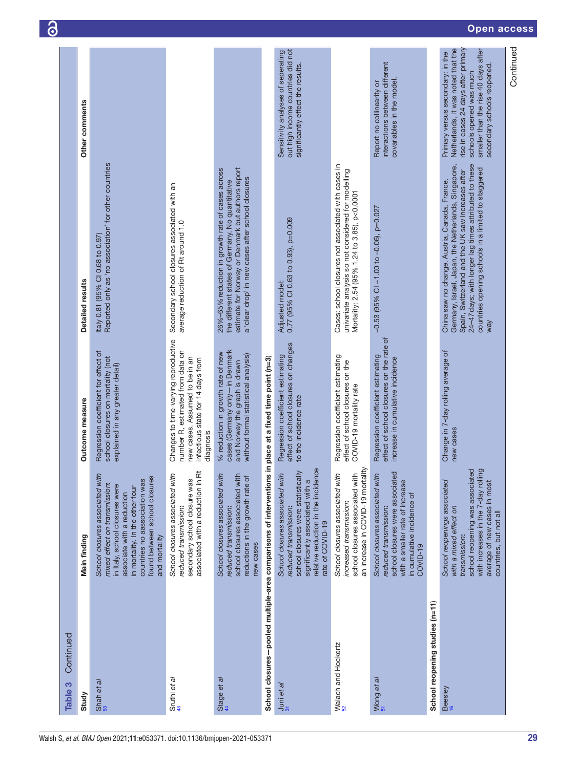**Table 3 Continued**

| Study | Main finding | Outcome measure | Detailed results | Other comments |
|---|---|---|---|---|
| Shah *et al*[53] | *School closures associated with mixed effect on transmission:* in Italy, school closures were associate with a reduction in mortality. In the other four countries no aassociation was found between school closures and mortality | Regression coefficient for effect of school closures on mortality (not explained in any greater detail) | Italy 0.81 (95% CI 0.68 to 0.97)<br>Reported only as 'no association' for other countries | |
| Sruthi *et al*[43] | *School closures associated with reduced transmission:* secondary school closure was associated with a reduction in Rt | Changes to time-varying reproductive number R, estimated from data on new cases. Assumed to be in an infectious state for 14 days from diagnosis | Secondary school closures associated with an average reduction of Rt around 1.0 | |
| Stage *et al*[44] | *School closures associated with reduced transmission:* school closures associated with reductions in the growth rate of new cases | % reduction in growth rate of new cases (Germany only—in Denmark and Norway the graph is drawn without formal statistical analysis) | 26%–65% reduction in growth rate of cases across the different states of Germany. No quantitative estimate for Norway or Denmark but authors report a 'clear drop' in new cases after school closures | |
| **School closures—pooled multiple-area comparisons of interventions in place at a fixed time point (n=3)** | | | | |
| Juni *et al*[31] | *School closures associated with reduced transmission:* school closures were statistically significantly associated with a relative reduction in the incidence rate of COVID-19 | Regression coefficient estimating effect of school closures on changes to the incidence rate | Adjusted model:<br>0.77 (95% CI 0.63 to 0.93), p=0.009 | Sensitivity analyses of seperating out high income countries did not significantly effect the results. |
| Walach and Hockertz[52] | *School closures associated with increased transmission:* school closures associated with an increase in COVID-19 mortality | Regression coefficient estimating effect of school closures on the COVID-19 mortality rate | Cases: school closures not associated with cases in univariate analysis so not considered for modelling<br>Mortality: 2.54 (95% 1.24 to 3.85), p<0.0001 | |
| Wong *et al*[51] | *School closures associated with reduced transmission:* school closures were associated with a smaller rate of increase in cumulative incidence of COVID-19 | Regression coefficient estimating effect of school closures on the rate of increase in cumulative incidence | −0.53 (95% CI −1.00 to −0.06), p=0.027 | Report no collinearity or interactions between different covariables in the model. |
| **School reopening studies (n=11)** | | | | |
| Beesley[16] | *School reopenings associated with a mixed effect on transmission:* school reopening was associated with increases in the 7-day rolling average of new cases in most countries, but not all | Change in 7-day rolling average of new cases | China saw no change. Austria, Canada, France, Germany, Israel, Japan, the Netherlands, Singapore, Spain, Switzerland and the UK saw increases after 24–47 days; with longer lag times attributed to these countries opening schools in a limited to staggered way | Primary versus secondary: in the Netherlands, it was noted that the rise in cases 24 days after primary schools opened was much smaller than the rise 40 days after secondary schools reopened. |

Continued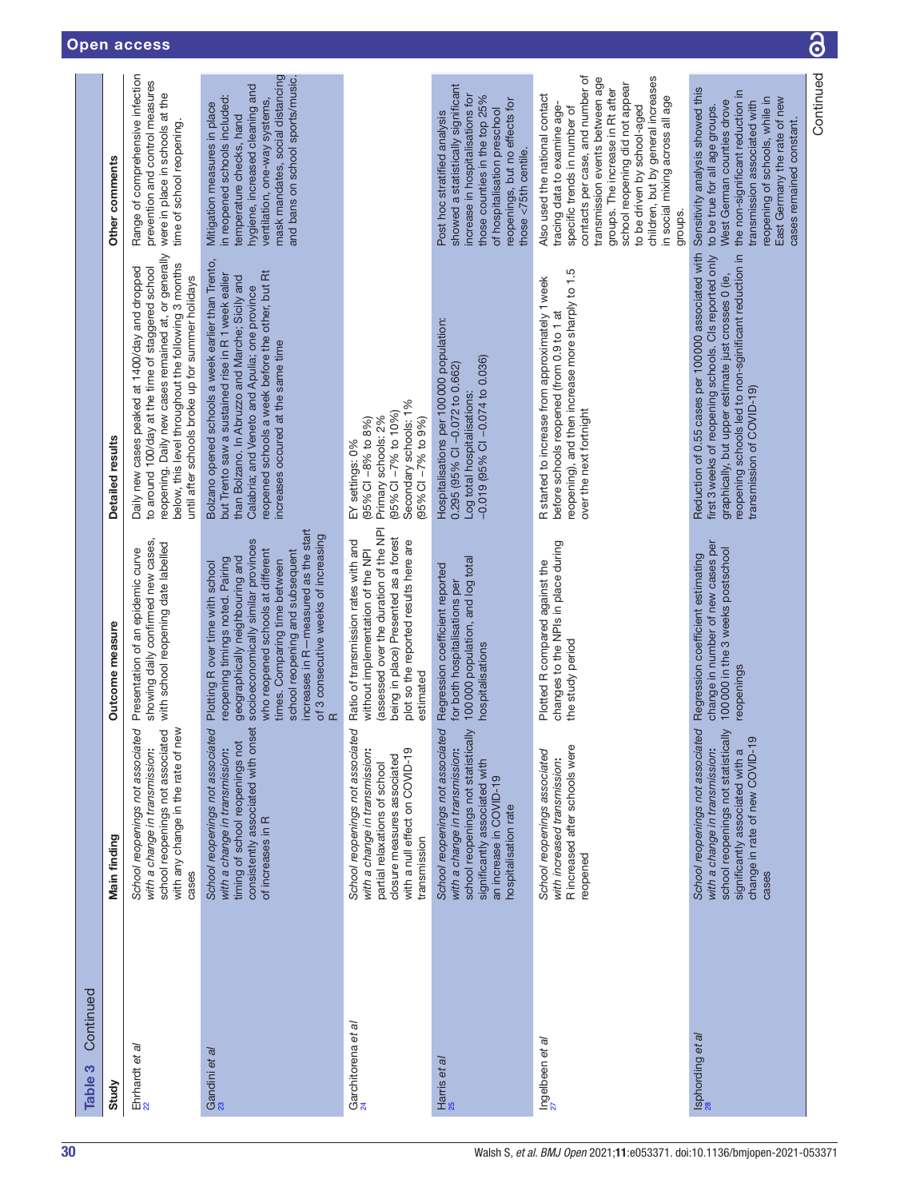**Table 3** Continued

| Study | Main finding | Outcome measure | Detailed results | Other comments |
|---|---|---|---|---|
| Ehrhardt *et al*[22] | *School reopenings not associated with a change in transmission:* school reopenings not associated with any change in the rate of new cases | Presentation of an epidemic curve showing daily confirmed new cases, with school reopening date labelled | Daily new cases peaked at 1400/day and dropped to around 100/day at the time of staggered school reopening. Daily new cases remained at, or generally below, this level throughout the following 3 months until after schools broke up for summer holidays | Range of comprehensive infection prevention and control measures were in place in schools at the time of school reopening. |
| Gandini *et al*[23] | *School reopenings not associated with a change in transmission:* timing of school reopenings not consistently associated with onset of increases in R | Plotting R over time with school reopening timings noted. Pairing geographically neighbouring and socioeconomically similar provinces who reopened schools at different times. Comparing time between school reopening and subsequent increases in R—measured as the start of 3 consecutive weeks of increasing R | Bolzano opened schools a week earlier than Trento, but Trento saw a sustained rise in R 1 week earlier than Bolzano. In Abruzzo and Marche; Sicily and Calabria; and Veneto and Apulia: one province reopened schools a week before the other, but Rt increases occured at the same time | Mitigation measures in place in reopened schools included: temperature checks, hand hygiene, increased cleaning and ventilation, one-way systems, mask mandates, social distancing and bans on school sports/music. |
| Garchitorena *et al*[24] | *School reopenings not associated with a change in transmission:* partial relaxations of school closure measures associated with a null effect on COVID-19 transmission | Ratio of transmission rates with and without implementation of the NPI (assessed over the duration of the NPI being in place) Presented as a forest plot so the reported results here are estimated | EY settings: 0% (95% CI −8% to 8%)<br>Primary schools: 2% (95% CI −7% to 10%)<br>Secondary schools: 1% (95% CI −7% to 9%) | |
| Harris *et al*[25] | *School reopenings not associated with a change in transmission:* school reopenings not statistically significantly associated with an increase in COVID-19 hospitalisation rate | Regression coefficient reported for both hospitalisations per 100 000 population, and log total hospitalisations | Hospitalisations per 100 000 population: 0.295 (95% CI −0.072 to 0.662)<br>Log total hospitalisations: −0.019 (95% CI −0.074 to 0.036) | Post hoc stratified analysis showed a statistically significant increase in hospitalisations for those counties in the top 25% of hospitalisation preschool reopenings, but no effects for those <75th centile. |
| Ingelbeen *et al*[27] | *School reopenings associated with increased transmission:* R increased after schools were reopened | Plotted R compared against the changes to the NPIs in place during the study period | R started to increase from approximately 1 week before schools reopened (from 0.9 to 1 at reopening), and then increase more sharply to 1.5 over the next fortnight | Also used the national contact tracing data to examine age-specific trends in number of contacts per case, and number of transmission events between age groups. The increase in Rt after school reopening did not appear to be driven by school-aged children, but by general increases in social mixing across all age groups. |
| Isphording *et al*[28] | *School reopenings not associated with a change in transmission:* school reopenings not statistically significantly associated with a change in rate of new COVID-19 cases | Regression coefficient estimating change in number of new cases per 100 000 in the 3 weeks postschool reopenings | Reduction of 0.55 cases per 100 000 associated with first 3 weeks of reopening schools. CIs reported only graphically, but upper estimate just crosses 0 (ie, reopening schools led to non-significant reduction in transmission of COVID-19) | Sensitivity analysis showed this to be true for all age groups. West German counties drove the non-significant reduction in transmission associated with reopening of schools, while in East Germany the rate of new cases remained constant. |

Continued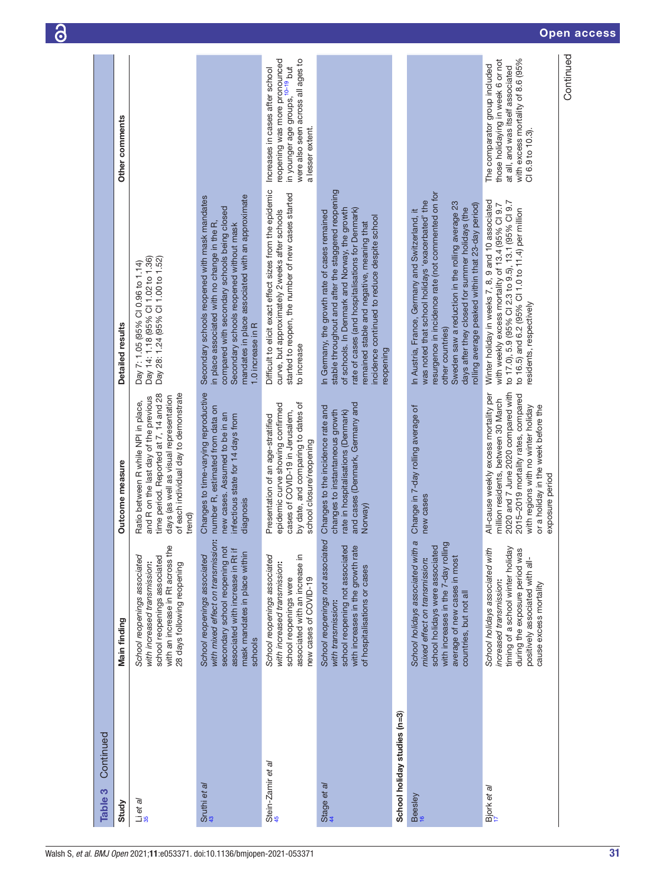**Table 3** Continued

| Study | Main finding | Outcome measure | Detailed results | Other comments |
|---|---|---|---|---|
| Li *et al*[35] | *School reopenings associated with increased transmission:* school reopenings associated with an increase in Rt across the 28 days following reopening | Ratio between R while NPI in place, and R on the last day of the previous time period. Reported at 7, 14 and 28 days (as well as visual representation of each individual day to demonstrate trend) | Day 7: 1.05 (95% CI 0.96 to 1.14)<br>Day 14: 1.18 (95% CI 1.02 to 1.36)<br>Day 28: 1.24 (95% CI 1.00 to 1.52) | |
| Sruthi *et al*[43] | *School reopenings associated with mixed effect on transmission:* secondary school reopening not associated with increase in Rt if mask mandates in place within schools | Changes to time-varying reproductive number R, estimated from data on new cases. Assumed to be in an infectious state for 14 days from diagnosis | Secondary schools reopened with mask mandates in place associated with no change in the R, compared with secondary schools being closed<br>Secondary schools reopened without mask mandates in place associated with an approximate 1.0 increase in R | |
| Stein-Zamir *et al*[45] | *School reopenings associated with increased transmission:* school reopenings were associated with an increase in new cases of COVID-19 | Presentation of an age-stratified epidemic curve showing confirmed cases of COVID-19 in Jerusalem, by date, and comparing to dates of school closure/reopening | Difficult to elicit exact effect sizes from the epidemic curve, but approximately 2 weeks after schools started to reopen, the number of new cases started to increase | Increases in cases after school reopening was more pronounced in younger age groups,[10–19] but were also seen across all ages to a lesser extent. |
| Stage *et al*[44] | *School reopenings not associated with transmission:* school reopening not associated with increases in the growth rate of hospitalisations or cases | Changes to the incidence rate and changes to instantaneous growth rate in hospitalisations (Denmark) and cases (Denmark, Germany and Norway) | In Germany, the growth rate of cases remained stable throughout and after the staggered reopening of schools. In Denmark and Norway, the growth rate of cases (and hospitalisations for Denmark) remained stable and negative, meaning that incidence continued to reduce despite school reopening | |
| **School holiday studies (n=3)** | | | | |
| Beesley[16] | *School holidays associated with a mixed effect on transmission:* school holidays were associated with increases in the 7-day rolling average of new cases in most countries, but not all | Change in 7-day rolling average of new cases | In Austria, France, Germany and Switzerland, it was noted that school holidays 'exacerbated' the resurgence in incidence rate (not commented on for other countries)<br>Sweden saw a reduction in the rolling average 23 days after they closed for summer holidays (the rolling average peaked within that 23-day period) | |
| Bjork *et al*[17] | *School holidays associated with increased transmission:* timing of a school winter holiday during the exposure period was positively associated with all-cause excess mortality | All-cause weekly excess mortality per million residents, between 30 March 2020 and 7 June 2020 compared with 2015–2019 mortality rates, compared with regions with no winter holiday or a holiday in the week before the exposure period | Winter holiday in weeks 7, 8, 9 and 10 associated with weekly excess mortality of 13.4 (95% CI 9.7 to 17.0), 5.9 (95% CI 2.3 to 9.5), 13.1 (95% CI 9.7 to 16.5) and 6.2 (95% CI 1.0 to 11.4) per million residents, respectively | The comparator group included those holidaying in week 6 or not at all, and was itself associated with excess mortality of 8.6 (95% CI 6.9 to 10.3). |

Continued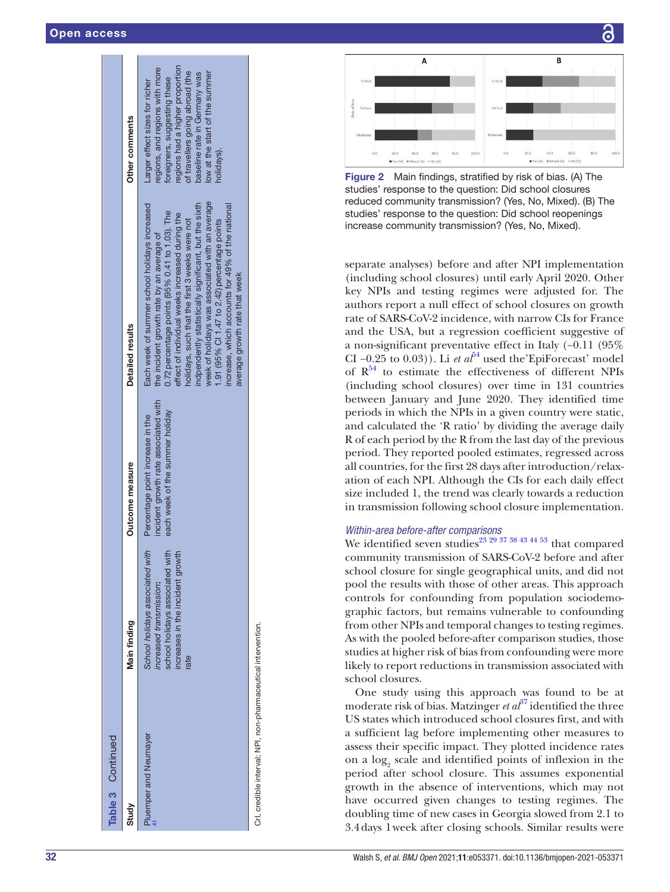**Table 3** Continued

| Study | Main finding | Outcome measure | Detailed results | Other comments |
|---|---|---|---|---|
| Pluemper and Neumayer[41] | *School holidays associated with increased transmission:* school holidays associated with increases in the incident growth rate | Percentage point increase in the incident growth rate associated with each week of the summer holiday | Each week of summer school holidays increased the incident growth rate by an average of 0.72 percentage points (95% 0.41 to 1.03). The effect of individual weeks increased during the holidays, such that the first 3 weeks were not independently statistically significant, but the sixth week of holidays was associated with an average 1.91 (95% CI 1.47 to 2.42) percentage points increase, which accounts for 49% of the national average growth rate that week | Larger effect sizes for richer regions, and regions with more foreigners, suggesting these regions had a higher proportion of travellers going abroad (the baseline rate in Germany was low at the start of the summer holidays). |

CrI, credible interval; NPI, non-pharmaceutical intervention.

Figure 2 Main findings, stratified by risk of bias. (A) The studies' response to the question: Did school closures reduced community transmission? (Yes, No, Mixed). (B) The studies' response to the question: Did school reopenings increase community transmission? (Yes, No, Mixed).

separate analyses) before and after NPI implementation (including school closures) until early April 2020. Other key NPIs and testing regimes were adjusted for. The authors report a null effect of school closures on growth rate of SARS-CoV-2 incidence, with narrow CIs for France and the USA, but a regression coefficient suggestive of a non-significant preventative effect in Italy (−0.11 (95% CI −0.25 to 0.03)). Li *et al*[54] used the'EpiForecast' model of R[54] to estimate the effectiveness of different NPIs (including school closures) over time in 131 countries between January and June 2020. They identified time periods in which the NPIs in a given country were static, and calculated the 'R ratio' by dividing the average daily R of each period by the R from the last day of the previous period. They reported pooled estimates, regressed across all countries, for the first 28 days after introduction/relaxation of each NPI. Although the CIs for each daily effect size included 1, the trend was clearly towards a reduction in transmission following school closure implementation.

### *Within-area before-after comparisons*

We identified seven studies[23 29 37 38 43 44 53] that compared community transmission of SARS-CoV-2 before and after school closure for single geographical units, and did not pool the results with those of other areas. This approach controls for confounding from population sociodemographic factors, but remains vulnerable to confounding from other NPIs and temporal changes to testing regimes. As with the pooled before-after comparison studies, those studies at higher risk of bias from confounding were more likely to report reductions in transmission associated with school closures.

One study using this approach was found to be at moderate risk of bias. Matzinger *et al*[37] identified the three US states which introduced school closures first, and with a sufficient lag before implementing other measures to assess their specific impact. They plotted incidence rates on a $\log_2$ scale and identified points of inflexion in the period after school closure. This assumes exponential growth in the absence of interventions, which may not have occurred given changes to testing regimes. The doubling time of new cases in Georgia slowed from 2.1 to 3.4 days 1 week after closing schools. Similar results were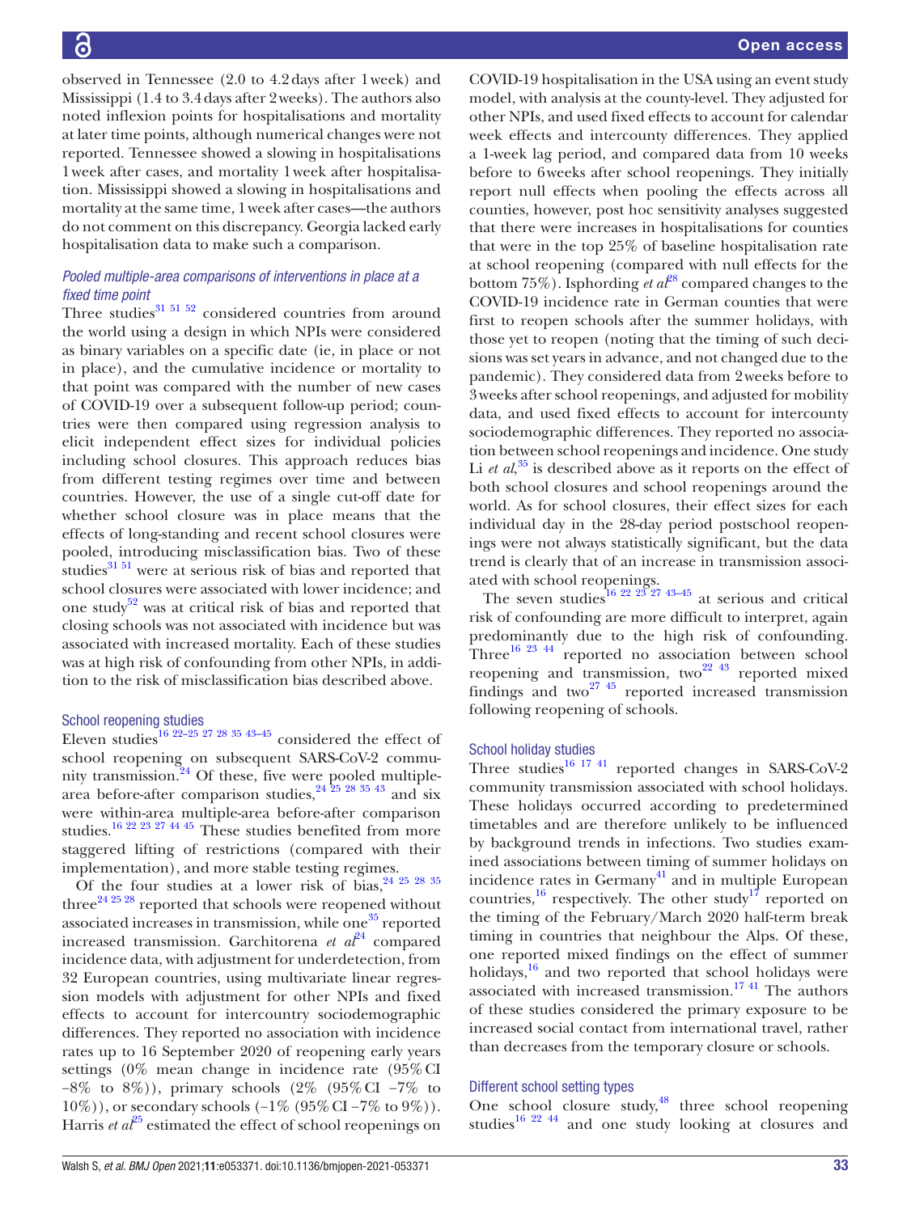observed in Tennessee (2.0 to 4.2 days after 1 week) and Mississippi (1.4 to 3.4 days after 2 weeks). The authors also noted inflexion points for hospitalisations and mortality at later time points, although numerical changes were not reported. Tennessee showed a slowing in hospitalisations 1 week after cases, and mortality 1 week after hospitalisation. Mississippi showed a slowing in hospitalisations and mortality at the same time, 1 week after cases—the authors do not comment on this discrepancy. Georgia lacked early hospitalisation data to make such a comparison.

#### *Pooled multiple-area comparisons of interventions in place at a fixed time point*

Three studies[31 51 52] considered countries from around the world using a design in which NPIs were considered as binary variables on a specific date (ie, in place or not in place), and the cumulative incidence or mortality to that point was compared with the number of new cases of COVID-19 over a subsequent follow-up period; countries were then compared using regression analysis to elicit independent effect sizes for individual policies including school closures. This approach reduces bias from different testing regimes over time and between countries. However, the use of a single cut-off date for whether school closure was in place means that the effects of long-standing and recent school closures were pooled, introducing misclassification bias. Two of these studies[31 51] were at serious risk of bias and reported that school closures were associated with lower incidence; and one study[52] was at critical risk of bias and reported that closing schools was not associated with incidence but was associated with increased mortality. Each of these studies was at high risk of confounding from other NPIs, in addition to the risk of misclassification bias described above.

### School reopening studies

Eleven studies[16 22–25 27 28 35 43–45] considered the effect of school reopening on subsequent SARS-CoV-2 community transmission.[24] Of these, five were pooled multiple-area before-after comparison studies,[24 25 28 35 43] and six were within-area multiple-area before-after comparison studies.[16 22 23 27 44 45] These studies benefited from more staggered lifting of restrictions (compared with their implementation), and more stable testing regimes.

Of the four studies at a lower risk of bias,[24 25 28 35] three[24 25 28] reported that schools were reopened without associated increases in transmission, while one[35] reported increased transmission. Garchitorena *et al*[24] compared incidence data, with adjustment for underdetection, from 32 European countries, using multivariate linear regression models with adjustment for other NPIs and fixed effects to account for intercountry sociodemographic differences. They reported no association with incidence rates up to 16 September 2020 of reopening early years settings (0% mean change in incidence rate (95% CI −8% to 8%)), primary schools (2% (95% CI −7% to 10%)), or secondary schools (−1% (95% CI −7% to 9%)). Harris *et al*[25] estimated the effect of school reopenings on COVID-19 hospitalisation in the USA using an event study model, with analysis at the county-level. They adjusted for other NPIs, and used fixed effects to account for calendar week effects and intercounty differences. They applied a 1-week lag period, and compared data from 10 weeks before to 6 weeks after school reopenings. They initially report null effects when pooling the effects across all counties, however, post hoc sensitivity analyses suggested that there were increases in hospitalisations for counties that were in the top 25% of baseline hospitalisation rate at school reopening (compared with null effects for the bottom 75%). Isphording *et al*[28] compared changes to the COVID-19 incidence rate in German counties that were first to reopen schools after the summer holidays, with those yet to reopen (noting that the timing of such decisions was set years in advance, and not changed due to the pandemic). They considered data from 2 weeks before to 3 weeks after school reopenings, and adjusted for mobility data, and used fixed effects to account for intercounty sociodemographic differences. They reported no association between school reopenings and incidence. One study Li *et al*,[35] is described above as it reports on the effect of both school closures and school reopenings around the world. As for school closures, their effect sizes for each individual day in the 28-day period postschool reopenings were not always statistically significant, but the data trend is clearly that of an increase in transmission associated with school reopenings.

The seven studies[16 22 23 27 43–45] at serious and critical risk of confounding are more difficult to interpret, again predominantly due to the high risk of confounding. Three[16 23 44] reported no association between school reopening and transmission, two[22 43] reported mixed findings and two[27 45] reported increased transmission following reopening of schools.

### School holiday studies

Three studies[16 17 41] reported changes in SARS-CoV-2 community transmission associated with school holidays. These holidays occurred according to predetermined timetables and are therefore unlikely to be influenced by background trends in infections. Two studies examined associations between timing of summer holidays on incidence rates in Germany[41] and in multiple European countries,[16] respectively. The other study[17] reported on the timing of the February/March 2020 half-term break timing in countries that neighbour the Alps. Of these, one reported mixed findings on the effect of summer holidays,[16] and two reported that school holidays were associated with increased transmission.[17 41] The authors of these studies considered the primary exposure to be increased social contact from international travel, rather than decreases from the temporary closure or schools.

### Different school setting types

One school closure study,[48] three school reopening studies[16 22 44] and one study looking at closures and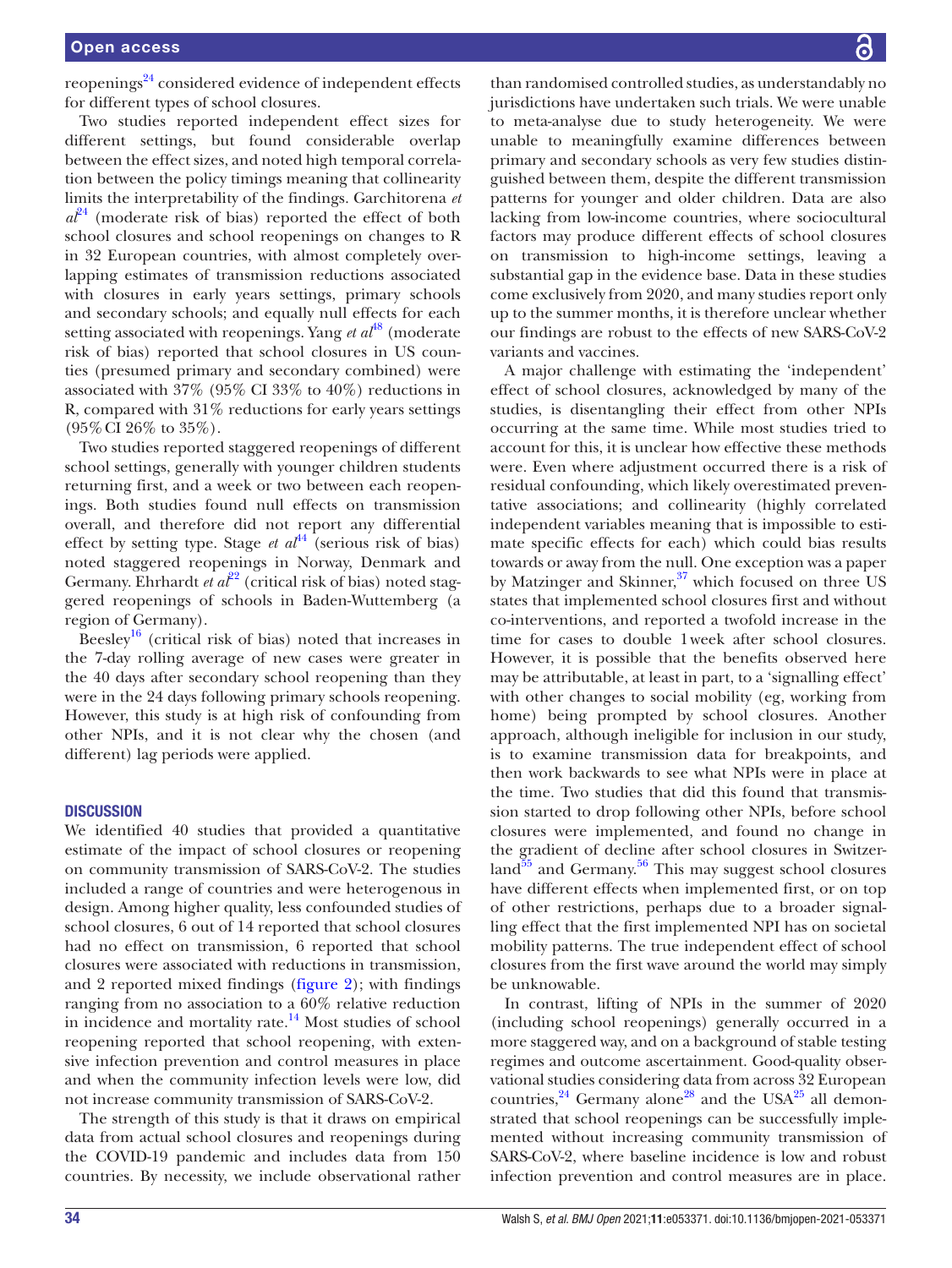reopenings[24] considered evidence of independent effects for different types of school closures.

Two studies reported independent effect sizes for different settings, but found considerable overlap between the effect sizes, and noted high temporal correlation between the policy timings meaning that collinearity limits the interpretability of the findings. Garchitorena *et al*[24] (moderate risk of bias) reported the effect of both school closures and school reopenings on changes to R in 32 European countries, with almost completely overlapping estimates of transmission reductions associated with closures in early years settings, primary schools and secondary schools; and equally null effects for each setting associated with reopenings. Yang *et al*[48] (moderate risk of bias) reported that school closures in US counties (presumed primary and secondary combined) were associated with 37% (95% CI 33% to 40%) reductions in R, compared with 31% reductions for early years settings (95% CI 26% to 35%).

Two studies reported staggered reopenings of different school settings, generally with younger children students returning first, and a week or two between each reopenings. Both studies found null effects on transmission overall, and therefore did not report any differential effect by setting type. Stage *et al*[44] (serious risk of bias) noted staggered reopenings in Norway, Denmark and Germany. Ehrhardt *et al*[22] (critical risk of bias) noted staggered reopenings of schools in Baden-Wuttemberg (a region of Germany).

Beesley[16] (critical risk of bias) noted that increases in the 7-day rolling average of new cases were greater in the 40 days after secondary school reopening than they were in the 24 days following primary schools reopening. However, this study is at high risk of confounding from other NPIs, and it is not clear why the chosen (and different) lag periods were applied.

## DISCUSSION

We identified 40 studies that provided a quantitative estimate of the impact of school closures or reopening on community transmission of SARS-CoV-2. The studies included a range of countries and were heterogenous in design. Among higher quality, less confounded studies of school closures, 6 out of 14 reported that school closures had no effect on transmission, 6 reported that school closures were associated with reductions in transmission, and 2 reported mixed findings (figure 2); with findings ranging from no association to a 60% relative reduction in incidence and mortality rate.[14] Most studies of school reopening reported that school reopening, with extensive infection prevention and control measures in place and when the community infection levels were low, did not increase community transmission of SARS-CoV-2.

The strength of this study is that it draws on empirical data from actual school closures and reopenings during the COVID-19 pandemic and includes data from 150 countries. By necessity, we include observational rather than randomised controlled studies, as understandably no jurisdictions have undertaken such trials. We were unable to meta-analyse due to study heterogeneity. We were unable to meaningfully examine differences between primary and secondary schools as very few studies distinguished between them, despite the different transmission patterns for younger and older children. Data are also lacking from low-income countries, where sociocultural factors may produce different effects of school closures on transmission to high-income settings, leaving a substantial gap in the evidence base. Data in these studies come exclusively from 2020, and many studies report only up to the summer months, it is therefore unclear whether our findings are robust to the effects of new SARS-CoV-2 variants and vaccines.

A major challenge with estimating the 'independent' effect of school closures, acknowledged by many of the studies, is disentangling their effect from other NPIs occurring at the same time. While most studies tried to account for this, it is unclear how effective these methods were. Even where adjustment occurred there is a risk of residual confounding, which likely overestimated preventative associations; and collinearity (highly correlated independent variables meaning that is impossible to estimate specific effects for each) which could bias results towards or away from the null. One exception was a paper by Matzinger and Skinner,[37] which focused on three US states that implemented school closures first and without co-interventions, and reported a twofold increase in the time for cases to double 1 week after school closures. However, it is possible that the benefits observed here may be attributable, at least in part, to a 'signalling effect' with other changes to social mobility (eg, working from home) being prompted by school closures. Another approach, although ineligible for inclusion in our study, is to examine transmission data for breakpoints, and then work backwards to see what NPIs were in place at the time. Two studies that did this found that transmission started to drop following other NPIs, before school closures were implemented, and found no change in the gradient of decline after school closures in Switzerland[55] and Germany.[56] This may suggest school closures have different effects when implemented first, or on top of other restrictions, perhaps due to a broader signalling effect that the first implemented NPI has on societal mobility patterns. The true independent effect of school closures from the first wave around the world may simply be unknowable.

In contrast, lifting of NPIs in the summer of 2020 (including school reopenings) generally occurred in a more staggered way, and on a background of stable testing regimes and outcome ascertainment. Good-quality observational studies considering data from across 32 European countries,[24] Germany alone[28] and the USA[25] all demonstrated that school reopenings can be successfully implemented without increasing community transmission of SARS-CoV-2, where baseline incidence is low and robust infection prevention and control measures are in place.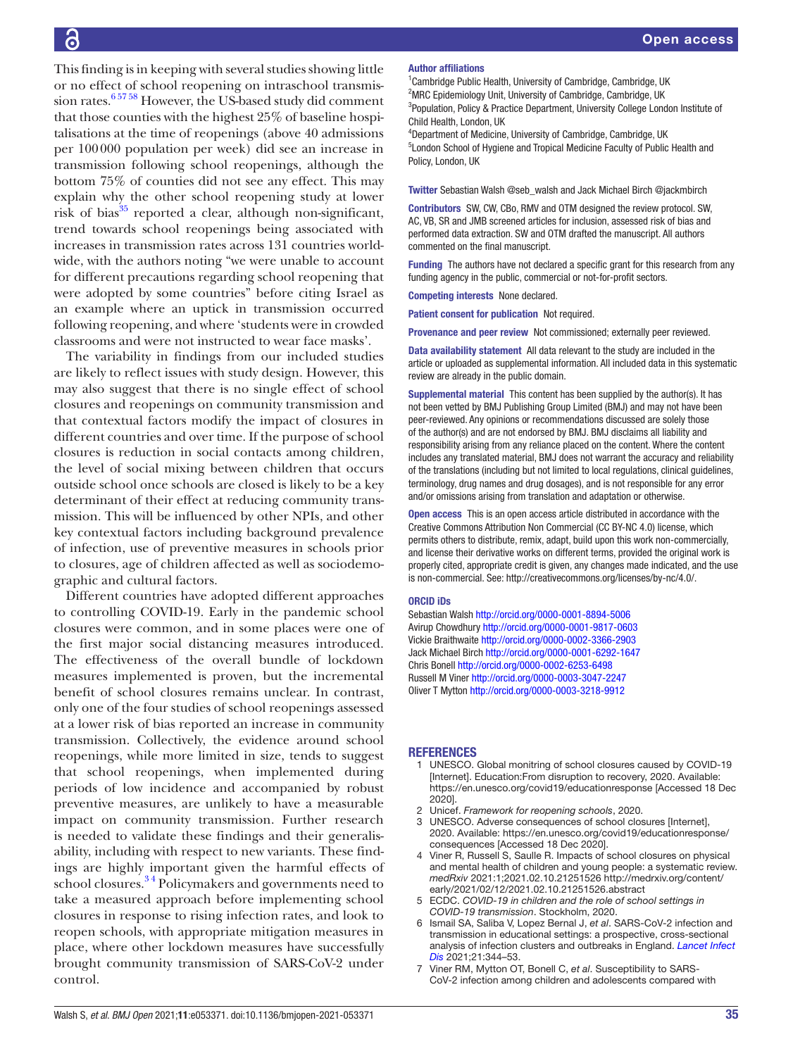This finding is in keeping with several studies showing little or no effect of school reopening on intraschool transmission rates.[6 57 58] However, the US-based study did comment that those counties with the highest 25% of baseline hospitalisations at the time of reopenings (above 40 admissions per 100 000 population per week) did see an increase in transmission following school reopenings, although the bottom 75% of counties did not see any effect. This may explain why the other school reopening study at lower risk of bias[35] reported a clear, although non-significant, trend towards school reopenings being associated with increases in transmission rates across 131 countries worldwide, with the authors noting "we were unable to account for different precautions regarding school reopening that were adopted by some countries" before citing Israel as an example where an uptick in transmission occurred following reopening, and where 'students were in crowded classrooms and were not instructed to wear face masks'.

The variability in findings from our included studies are likely to reflect issues with study design. However, this may also suggest that there is no single effect of school closures and reopenings on community transmission and that contextual factors modify the impact of closures in different countries and over time. If the purpose of school closures is reduction in social contacts among children, the level of social mixing between children that occurs outside school once schools are closed is likely to be a key determinant of their effect at reducing community transmission. This will be influenced by other NPIs, and other key contextual factors including background prevalence of infection, use of preventive measures in schools prior to closures, age of children affected as well as sociodemographic and cultural factors.

Different countries have adopted different approaches to controlling COVID-19. Early in the pandemic school closures were common, and in some places were one of the first major social distancing measures introduced. The effectiveness of the overall bundle of lockdown measures implemented is proven, but the incremental benefit of school closures remains unclear. In contrast, only one of the four studies of school reopenings assessed at a lower risk of bias reported an increase in community transmission. Collectively, the evidence around school reopenings, while more limited in size, tends to suggest that school reopenings, when implemented during periods of low incidence and accompanied by robust preventive measures, are unlikely to have a measurable impact on community transmission. Further research is needed to validate these findings and their generalisability, including with respect to new variants. These findings are highly important given the harmful effects of school closures.[3 4] Policymakers and governments need to take a measured approach before implementing school closures in response to rising infection rates, and look to reopen schools, with appropriate mitigation measures in place, where other lockdown measures have successfully brought community transmission of SARS-CoV-2 under control.

**Author affiliations**

[1]Cambridge Public Health, University of Cambridge, Cambridge, UK
[2]MRC Epidemiology Unit, University of Cambridge, Cambridge, UK
[3]Population, Policy & Practice Department, University College London Institute of Child Health, London, UK
[4]Department of Medicine, University of Cambridge, Cambridge, UK
[5]London School of Hygiene and Tropical Medicine Faculty of Public Health and Policy, London, UK

**Twitter** Sebastian Walsh @seb_walsh and Jack Michael Birch @jackmbirch

**Contributors** SW, CW, CBo, RMV and OTM designed the review protocol. SW, AC, VB, SR and JMB screened articles for inclusion, assessed risk of bias and performed data extraction. SW and OTM drafted the manuscript. All authors commented on the final manuscript.

**Funding** The authors have not declared a specific grant for this research from any funding agency in the public, commercial or not-for-profit sectors.

**Competing interests** None declared.

**Patient consent for publication** Not required.

**Provenance and peer review** Not commissioned; externally peer reviewed.

**Data availability statement** All data relevant to the study are included in the article or uploaded as supplemental information. All included data in this systematic review are already in the public domain.

**Supplemental material** This content has been supplied by the author(s). It has not been vetted by BMJ Publishing Group Limited (BMJ) and may not have been peer-reviewed. Any opinions or recommendations discussed are solely those of the author(s) and are not endorsed by BMJ. BMJ disclaims all liability and responsibility arising from any reliance placed on the content. Where the content includes any translated material, BMJ does not warrant the accuracy and reliability of the translations (including but not limited to local regulations, clinical guidelines, terminology, drug names and drug dosages), and is not responsible for any error and/or omissions arising from translation and adaptation or otherwise.

**Open access** This is an open access article distributed in accordance with the Creative Commons Attribution Non Commercial (CC BY-NC 4.0) license, which permits others to distribute, remix, adapt, build upon this work non-commercially, and license their derivative works on different terms, provided the original work is properly cited, appropriate credit is given, any changes made indicated, and the use is non-commercial. See: http://creativecommons.org/licenses/by-nc/4.0/.

**ORCID iDs**

Sebastian Walsh http://orcid.org/0000-0001-8894-5006
Avirup Chowdhury http://orcid.org/0000-0001-9817-0603
Vickie Braithwaite http://orcid.org/0000-0002-3366-2903
Jack Michael Birch http://orcid.org/0000-0001-6292-1647
Chris Bonell http://orcid.org/0000-0002-6253-6498
Russell M Viner http://orcid.org/0000-0003-3047-2247
Oliver T Mytton http://orcid.org/0000-0003-3218-9912

## REFERENCES

1. UNESCO. Global monitring of school closures caused by COVID-19 [Internet]. Education:From disruption to recovery, 2020. Available: https://en.unesco.org/covid19/educationresponse [Accessed 18 Dec 2020].
2. Unicef. *Framework for reopening schools*, 2020.
3. UNESCO. Adverse consequences of school closures [Internet], 2020. Available: https://en.unesco.org/covid19/educationresponse/consequences [Accessed 18 Dec 2020].
4. Viner R, Russell S, Saulle R. Impacts of school closures on physical and mental health of children and young people: a systematic review. *medRxiv* 2021:1;2021.02.10.21251526 http://medrxiv.org/content/early/2021/02/12/2021.02.10.21251526.abstract
5. ECDC. *COVID-19 in children and the role of school settings in COVID-19 transmission*. Stockholm, 2020.
6. Ismail SA, Saliba V, Lopez Bernal J, *et al*. SARS-CoV-2 infection and transmission in educational settings: a prospective, cross-sectional analysis of infection clusters and outbreaks in England. *Lancet Infect Dis* 2021;21:344–53.
7. Viner RM, Mytton OT, Bonell C, *et al*. Susceptibility to SARS-CoV-2 infection among children and adolescents compared with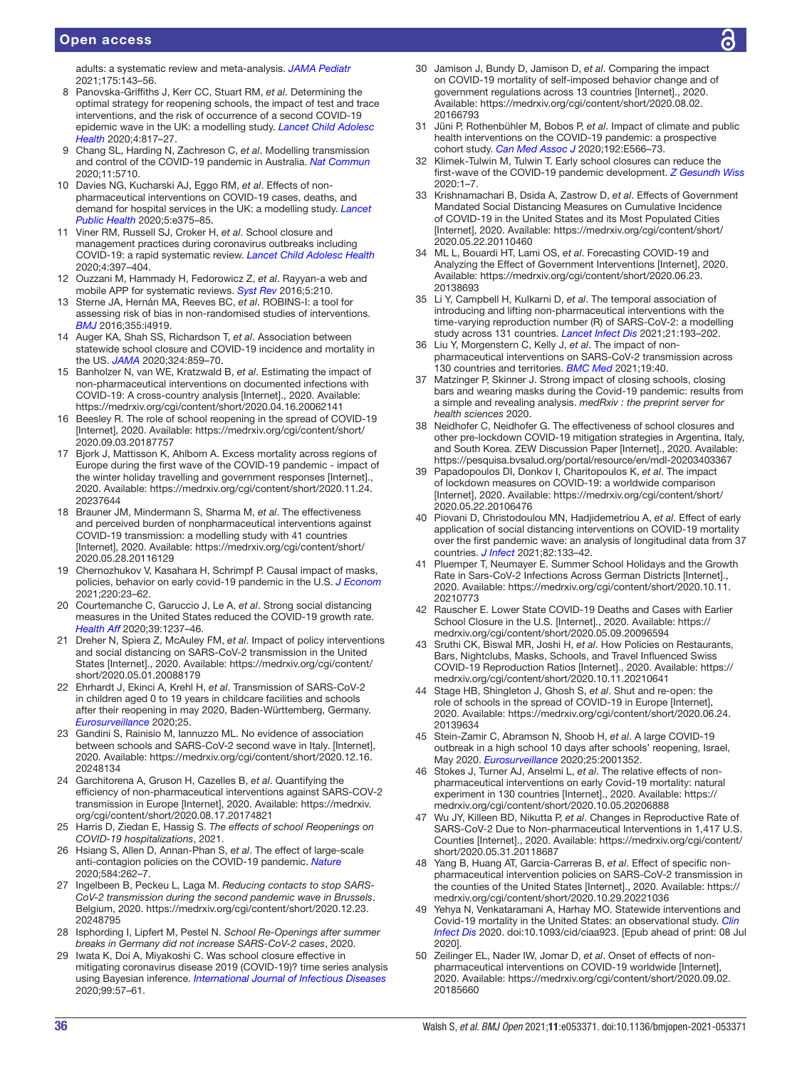adults: a systematic review and meta-analysis. *JAMA Pediatr* 2021;175:143–56.

8. Panovska-Griffiths J, Kerr CC, Stuart RM, *et al*. Determining the optimal strategy for reopening schools, the impact of test and trace interventions, and the risk of occurrence of a second COVID-19 epidemic wave in the UK: a modelling study. *Lancet Child Adolesc Health* 2020;4:817–27.
9. Chang SL, Harding N, Zachreson C, *et al*. Modelling transmission and control of the COVID-19 pandemic in Australia. *Nat Commun* 2020;11:5710.
10. Davies NG, Kucharski AJ, Eggo RM, *et al*. Effects of non-pharmaceutical interventions on COVID-19 cases, deaths, and demand for hospital services in the UK: a modelling study. *Lancet Public Health* 2020;5:e375–85.
11. Viner RM, Russell SJ, Croker H, *et al*. School closure and management practices during coronavirus outbreaks including COVID-19: a rapid systematic review. *Lancet Child Adolesc Health* 2020;4:397–404.
12. Ouzzani M, Hammady H, Fedorowicz Z, *et al*. Rayyan-a web and mobile APP for systematic reviews. *Syst Rev* 2016;5:210.
13. Sterne JA, Hernán MA, Reeves BC, *et al*. ROBINS-I: a tool for assessing risk of bias in non-randomised studies of interventions. *BMJ* 2016;355:i4919.
14. Auger KA, Shah SS, Richardson T, *et al*. Association between statewide school closure and COVID-19 incidence and mortality in the US. *JAMA* 2020;324:859–70.
15. Banholzer N, van WE, Kratzwald B, *et al*. Estimating the impact of non-pharmaceutical interventions on documented infections with COVID-19: A cross-country analysis [Internet]., 2020. Available: https://medrxiv.org/cgi/content/short/2020.04.16.20062141
16. Beesley R. The role of school reopening in the spread of COVID-19 [Internet], 2020. Available: https://medrxiv.org/cgi/content/short/2020.09.03.20187757
17. Bjork J, Mattisson K, Ahlbom A. Excess mortality across regions of Europe during the first wave of the COVID-19 pandemic - impact of the winter holiday travelling and government responses [Internet]., 2020. Available: https://medrxiv.org/cgi/content/short/2020.11.24.20237644
18. Brauner JM, Mindermann S, Sharma M, *et al*. The effectiveness and perceived burden of nonpharmaceutical interventions against COVID-19 transmission: a modelling study with 41 countries [Internet], 2020. Available: https://medrxiv.org/cgi/content/short/2020.05.28.20116129
19. Chernozhukov V, Kasahara H, Schrimpf P. Causal impact of masks, policies, behavior on early covid-19 pandemic in the U.S. *J Econom* 2021;220:23–62.
20. Courtemanche C, Garuccio J, Le A, *et al*. Strong social distancing measures in the United States reduced the COVID-19 growth rate. *Health Aff* 2020;39:1237–46.
21. Dreher N, Spiera Z, McAuley FM, *et al*. Impact of policy interventions and social distancing on SARS-CoV-2 transmission in the United States [Internet]., 2020. Available: https://medrxiv.org/cgi/content/short/2020.05.01.20088179
22. Ehrhardt J, Ekinci A, Krehl H, *et al*. Transmission of SARS-CoV-2 in children aged 0 to 19 years in childcare facilities and schools after their reopening in may 2020, Baden-Württemberg, Germany. *Eurosurveillance* 2020;25.
23. Gandini S, Rainisio M, Iannuzzo ML. No evidence of association between schools and SARS-CoV-2 second wave in Italy. [Internet], 2020. Available: https://medrxiv.org/cgi/content/short/2020.12.16.20248134
24. Garchitorena A, Gruson H, Cazelles B, *et al*. Quantifying the efficiency of non-pharmaceutical interventions against SARS-COV-2 transmission in Europe [Internet], 2020. Available: https://medrxiv.org/cgi/content/short/2020.08.17.20174821
25. Harris D, Ziedan E, Hassig S. *The effects of school Reopenings on COVID-19 hospitalizations*, 2021.
26. Hsiang S, Allen D, Annan-Phan S, *et al*. The effect of large-scale anti-contagion policies on the COVID-19 pandemic. *Nature* 2020;584:262–7.
27. Ingelbeen B, Peckeu L, Laga M. *Reducing contacts to stop SARS-CoV-2 transmission during the second pandemic wave in Brussels*. Belgium, 2020. https://medrxiv.org/cgi/content/short/2020.12.23.20248795
28. Isphording I, Lipfert M, Pestel N. *School Re-Openings after summer breaks in Germany did not increase SARS-CoV-2 cases*, 2020.
29. Iwata K, Doi A, Miyakoshi C. Was school closure effective in mitigating coronavirus disease 2019 (COVID-19)? time series analysis using Bayesian inference. *International Journal of Infectious Diseases* 2020;99:57–61.
30. Jamison J, Bundy D, Jamison D, *et al*. Comparing the impact on COVID-19 mortality of self-imposed behavior change and of government regulations across 13 countries [Internet]., 2020. Available: https://medrxiv.org/cgi/content/short/2020.08.02.20166793
31. Jüni P, Rothenbühler M, Bobos P, *et al*. Impact of climate and public health interventions on the COVID-19 pandemic: a prospective cohort study. *Can Med Assoc J* 2020;192:E566–73.
32. Klimek-Tulwin M, Tulwin T. Early school closures can reduce the first-wave of the COVID-19 pandemic development. *Z Gesundh Wiss* 2020:1–7.
33. Krishnamachari B, Dsida A, Zastrow D, *et al*. Effects of Government Mandated Social Distancing Measures on Cumulative Incidence of COVID-19 in the United States and its Most Populated Cities [Internet], 2020. Available: https://medrxiv.org/cgi/content/short/2020.05.22.20110460
34. ML L, Bouardi HT, Lami OS, *et al*. Forecasting COVID-19 and Analyzing the Effect of Government Interventions [Internet], 2020. Available: https://medrxiv.org/cgi/content/short/2020.06.23.20138693
35. Li Y, Campbell H, Kulkarni D, *et al*. The temporal association of introducing and lifting non-pharmaceutical interventions with the time-varying reproduction number (R) of SARS-CoV-2: a modelling study across 131 countries. *Lancet Infect Dis* 2021;21:193–202.
36. Liu Y, Morgenstern C, Kelly J, *et al*. The impact of non-pharmaceutical interventions on SARS-CoV-2 transmission across 130 countries and territories. *BMC Med* 2021;19:40.
37. Matzinger P, Skinner J. Strong impact of closing schools, closing bars and wearing masks during the Covid-19 pandemic: results from a simple and revealing analysis. *medRxiv : the preprint server for health sciences* 2020.
38. Neidhofer G, Neidhofer G. The effectiveness of school closures and other pre-lockdown COVID-19 mitigation strategies in Argentina, Italy, and South Korea. ZEW Discussion Paper [Internet]., 2020. Available: https://pesquisa.bvsalud.org/portal/resource/en/mdl-20203403367
39. Papadopoulos DI, Donkov I, Charitopoulos K, *et al*. The impact of lockdown measures on COVID-19: a worldwide comparison [Internet], 2020. Available: https://medrxiv.org/cgi/content/short/2020.05.22.20106476
40. Piovani D, Christodoulou MN, Hadjidemetriou A, *et al*. Effect of early application of social distancing interventions on COVID-19 mortality over the first pandemic wave: an analysis of longitudinal data from 37 countries. *J Infect* 2021;82:133–42.
41. Pluemper T, Neumayer E. Summer School Holidays and the Growth Rate in Sars-CoV-2 Infections Across German Districts [Internet]., 2020. Available: https://medrxiv.org/cgi/content/short/2020.10.11.20210773
42. Rauscher E. Lower State COVID-19 Deaths and Cases with Earlier School Closure in the U.S. [Internet]., 2020. Available: https://medrxiv.org/cgi/content/short/2020.05.09.20096594
43. Sruthi CK, Biswal MR, Joshi H, *et al*. How Policies on Restaurants, Bars, Nightclubs, Masks, Schools, and Travel Influenced Swiss COVID-19 Reproduction Ratios [Internet]., 2020. Available: https://medrxiv.org/cgi/content/short/2020.10.11.20210641
44. Stage HB, Shingleton J, Ghosh S, *et al*. Shut and re-open: the role of schools in the spread of COVID-19 in Europe [Internet], 2020. Available: https://medrxiv.org/cgi/content/short/2020.06.24.20139634
45. Stein-Zamir C, Abramson N, Shoob H, *et al*. A large COVID-19 outbreak in a high school 10 days after schools' reopening, Israel, May 2020. *Eurosurveillance* 2020;25:2001352.
46. Stokes J, Turner AJ, Anselmi L, *et al*. The relative effects of non-pharmaceutical interventions on early Covid-19 mortality: natural experiment in 130 countries [Internet]., 2020. Available: https://medrxiv.org/cgi/content/short/2020.10.05.20206888
47. Wu JY, Killeen BD, Nikutta P, *et al*. Changes in Reproductive Rate of SARS-CoV-2 Due to Non-pharmaceutical Interventions in 1,417 U.S. Counties [Internet]., 2020. Available: https://medrxiv.org/cgi/content/short/2020.05.31.20118687
48. Yang B, Huang AT, Garcia-Carreras B, *et al*. Effect of specific non-pharmaceutical intervention policies on SARS-CoV-2 transmission in the counties of the United States [Internet]., 2020. Available: https://medrxiv.org/cgi/content/short/2020.10.29.20221036
49. Yehya N, Venkataramani A, Harhay MO. Statewide interventions and Covid-19 mortality in the United States: an observational study. *Clin Infect Dis* 2020. doi:10.1093/cid/ciaa923. [Epub ahead of print: 08 Jul 2020].
50. Zeilinger EL, Nader IW, Jomar D, *et al*. Onset of effects of non-pharmaceutical interventions on COVID-19 worldwide [Internet], 2020. Available: https://medrxiv.org/cgi/content/short/2020.09.02.20185660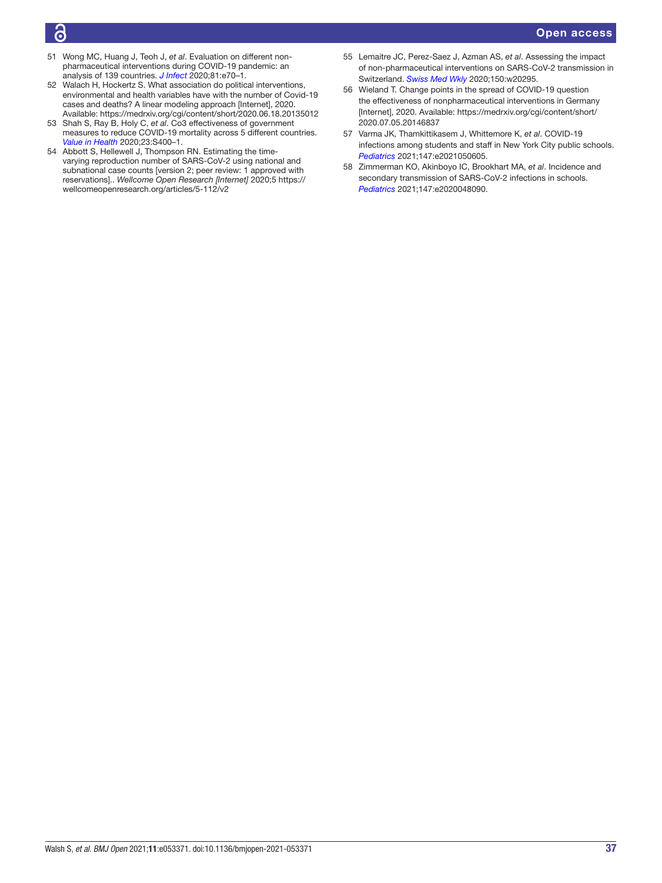51 Wong MC, Huang J, Teoh J, *et al*. Evaluation on different non-pharmaceutical interventions during COVID-19 pandemic: an analysis of 139 countries. *J Infect* 2020;81:e70–1.
52 Walach H, Hockertz S. What association do political interventions, environmental and health variables have with the number of Covid-19 cases and deaths? A linear modeling approach [Internet], 2020. Available: https://medrxiv.org/cgi/content/short/2020.06.18.20135012
53 Shah S, Ray B, Holy C, *et al*. Co3 effectiveness of government measures to reduce COVID-19 mortality across 5 different countries. *Value in Health* 2020;23:S400–1.
54 Abbott S, Hellewell J, Thompson RN. Estimating the time-varying reproduction number of SARS-CoV-2 using national and subnational case counts [version 2; peer review: 1 approved with reservations].. *Wellcome Open Research [Internet]* 2020;5 https://wellcomeopenresearch.org/articles/5-112/v2
55 Lemaitre JC, Perez-Saez J, Azman AS, *et al*. Assessing the impact of non-pharmaceutical interventions on SARS-CoV-2 transmission in Switzerland. *Swiss Med Wkly* 2020;150:w20295.
56 Wieland T. Change points in the spread of COVID-19 question the effectiveness of nonpharmaceutical interventions in Germany [Internet], 2020. Available: https://medrxiv.org/cgi/content/short/2020.07.05.20146837
57 Varma JK, Thamkittikasem J, Whittemore K, *et al*. COVID-19 infections among students and staff in New York City public schools. *Pediatrics* 2021;147:e2021050605.
58 Zimmerman KO, Akinboyo IC, Brookhart MA, *et al*. Incidence and secondary transmission of SARS-CoV-2 infections in schools. *Pediatrics* 2021;147:e2020048090.